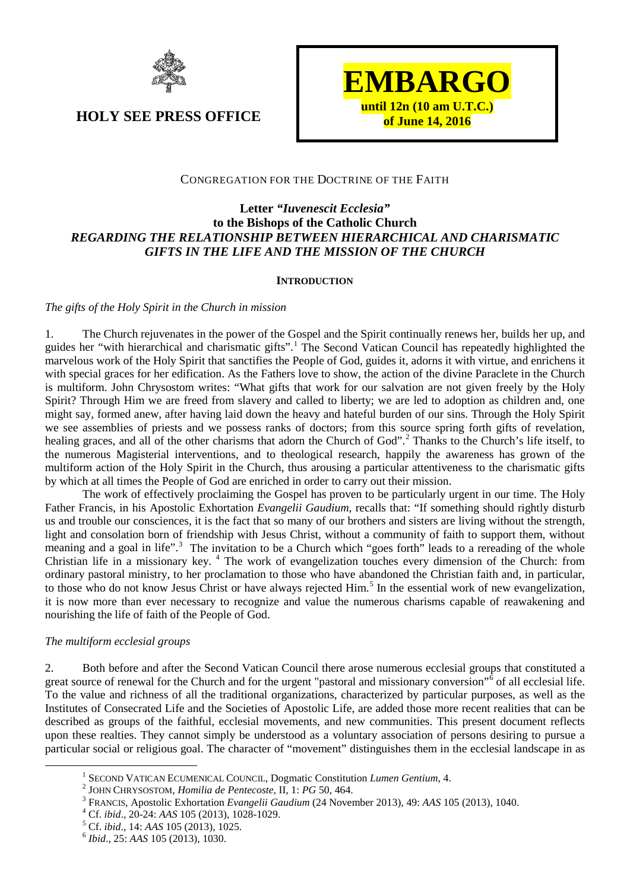**HOLY SEE PRESS OFFICE**

**EMBARGO**
**until 12n (10 am U.T.C.) of June 14, 2016**

CONGREGATION FOR THE DOCTRINE OF THE FAITH

# Letter *"Iuvenescit Ecclesia"* to the Bishops of the Catholic Church *REGARDING THE RELATIONSHIP BETWEEN HIERARCHICAL AND CHARISMATIC GIFTS IN THE LIFE AND THE MISSION OF THE CHURCH*

## INTRODUCTION

### *The gifts of the Holy Spirit in the Church in mission*

1. The Church rejuvenates in the power of the Gospel and the Spirit continually renews her, builds her up, and guides her "with hierarchical and charismatic gifts".[1] The Second Vatican Council has repeatedly highlighted the marvelous work of the Holy Spirit that sanctifies the People of God, guides it, adorns it with virtue, and enrichens it with special graces for her edification. As the Fathers love to show, the action of the divine Paraclete in the Church is multiform. John Chrysostom writes: "What gifts that work for our salvation are not given freely by the Holy Spirit? Through Him we are freed from slavery and called to liberty; we are led to adoption as children and, one might say, formed anew, after having laid down the heavy and hateful burden of our sins. Through the Holy Spirit we see assemblies of priests and we possess ranks of doctors; from this source spring forth gifts of revelation, healing graces, and all of the other charisms that adorn the Church of God".[2] Thanks to the Church's life itself, to the numerous Magisterial interventions, and to theological research, happily the awareness has grown of the multiform action of the Holy Spirit in the Church, thus arousing a particular attentiveness to the charismatic gifts by which at all times the People of God are enriched in order to carry out their mission.

The work of effectively proclaiming the Gospel has proven to be particularly urgent in our time. The Holy Father Francis, in his Apostolic Exhortation *Evangelii Gaudium*, recalls that: "If something should rightly disturb us and trouble our consciences, it is the fact that so many of our brothers and sisters are living without the strength, light and consolation born of friendship with Jesus Christ, without a community of faith to support them, without meaning and a goal in life".[3] The invitation to be a Church which "goes forth" leads to a rereading of the whole Christian life in a missionary key.[4] The work of evangelization touches every dimension of the Church: from ordinary pastoral ministry, to her proclamation to those who have abandoned the Christian faith and, in particular, to those who do not know Jesus Christ or have always rejected Him.[5] In the essential work of new evangelization, it is now more than ever necessary to recognize and value the numerous charisms capable of reawakening and nourishing the life of faith of the People of God.

### *The multiform ecclesial groups*

2. Both before and after the Second Vatican Council there arose numerous ecclesial groups that constituted a great source of renewal for the Church and for the urgent "pastoral and missionary conversion"[6] of all ecclesial life. To the value and richness of all the traditional organizations, characterized by particular purposes, as well as the Institutes of Consecrated Life and the Societies of Apostolic Life, are added those more recent realities that can be described as groups of the faithful, ecclesial movements, and new communities. This present document reflects upon these realities. They cannot simply be understood as a voluntary association of persons desiring to pursue a particular social or religious goal. The character of "movement" distinguishes them in the ecclesial landscape in as

---

[1] SECOND VATICAN ECUMENICAL COUNCIL, Dogmatic Constitution *Lumen Gentium*, 4.

[2] JOHN CHRYSOSTOM, *Homilia de Pentecoste*, II, 1: *PG* 50, 464.

[3] FRANCIS, Apostolic Exhortation *Evangelii Gaudium* (24 November 2013), 49: *AAS* 105 (2013), 1040.

[4] Cf. *ibid*., 20-24: *AAS* 105 (2013), 1028-1029.

[5] Cf. *ibid*., 14: *AAS* 105 (2013), 1025.

[6] *Ibid*., 25: *AAS* 105 (2013), 1030.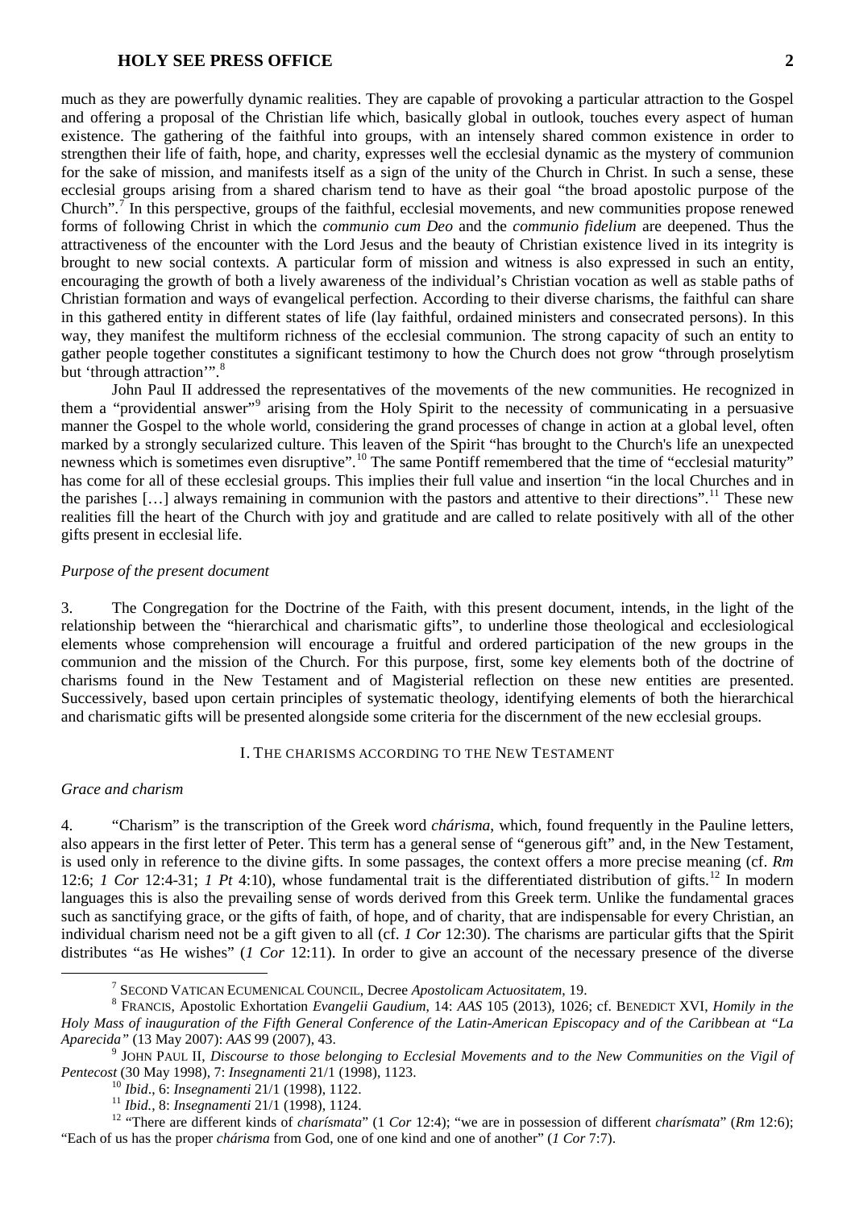much as they are powerfully dynamic realities. They are capable of provoking a particular attraction to the Gospel and offering a proposal of the Christian life which, basically global in outlook, touches every aspect of human existence. The gathering of the faithful into groups, with an intensely shared common existence in order to strengthen their life of faith, hope, and charity, expresses well the ecclesial dynamic as the mystery of communion for the sake of mission, and manifests itself as a sign of the unity of the Church in Christ. In such a sense, these ecclesial groups arising from a shared charism tend to have as their goal "the broad apostolic purpose of the Church".[7] In this perspective, groups of the faithful, ecclesial movements, and new communities propose renewed forms of following Christ in which the *communio cum Deo* and the *communio fidelium* are deepened. Thus the attractiveness of the encounter with the Lord Jesus and the beauty of Christian existence lived in its integrity is brought to new social contexts. A particular form of mission and witness is also expressed in such an entity, encouraging the growth of both a lively awareness of the individual's Christian vocation as well as stable paths of Christian formation and ways of evangelical perfection. According to their diverse charisms, the faithful can share in this gathered entity in different states of life (lay faithful, ordained ministers and consecrated persons). In this way, they manifest the multiform richness of the ecclesial communion. The strong capacity of such an entity to gather people together constitutes a significant testimony to how the Church does not grow "through proselytism but 'through attraction'".[8]

John Paul II addressed the representatives of the movements of the new communities. He recognized in them a "providential answer"[9] arising from the Holy Spirit to the necessity of communicating in a persuasive manner the Gospel to the whole world, considering the grand processes of change in action at a global level, often marked by a strongly secularized culture. This leaven of the Spirit "has brought to the Church's life an unexpected newness which is sometimes even disruptive".[10] The same Pontiff remembered that the time of "ecclesial maturity" has come for all of these ecclesial groups. This implies their full value and insertion "in the local Churches and in the parishes […] always remaining in communion with the pastors and attentive to their directions".[11] These new realities fill the heart of the Church with joy and gratitude and are called to relate positively with all of the other gifts present in ecclesial life.

*Purpose of the present document*

3. The Congregation for the Doctrine of the Faith, with this present document, intends, in the light of the relationship between the "hierarchical and charismatic gifts", to underline those theological and ecclesiological elements whose comprehension will encourage a fruitful and ordered participation of the new groups in the communion and the mission of the Church. For this purpose, first, some key elements both of the doctrine of charisms found in the New Testament and of Magisterial reflection on these new entities are presented. Successively, based upon certain principles of systematic theology, identifying elements of both the hierarchical and charismatic gifts will be presented alongside some criteria for the discernment of the new ecclesial groups.

## I. THE CHARISMS ACCORDING TO THE NEW TESTAMENT

*Grace and charism*

4. "Charism" is the transcription of the Greek word *chárisma*, which, found frequently in the Pauline letters, also appears in the first letter of Peter. This term has a general sense of "generous gift" and, in the New Testament, is used only in reference to the divine gifts. In some passages, the context offers a more precise meaning (cf. *Rm* 12:6; *1 Cor* 12:4-31; *1 Pt* 4:10), whose fundamental trait is the differentiated distribution of gifts.[12] In modern languages this is also the prevailing sense of words derived from this Greek term. Unlike the fundamental graces such as sanctifying grace, or the gifts of faith, of hope, and of charity, that are indispensable for every Christian, an individual charism need not be a gift given to all (cf. *1 Cor* 12:30). The charisms are particular gifts that the Spirit distributes "as He wishes" (*1 Cor* 12:11). In order to give an account of the necessary presence of the diverse

---

[7] SECOND VATICAN ECUMENICAL COUNCIL, Decree *Apostolicam Actuositatem*, 19.

[8] FRANCIS, Apostolic Exhortation *Evangelii Gaudium*, 14: *AAS* 105 (2013), 1026; cf. BENEDICT XVI, *Homily in the Holy Mass of inauguration of the Fifth General Conference of the Latin-American Episcopacy and of the Caribbean at "La Aparecida"* (13 May 2007): *AAS* 99 (2007), 43.

[9] JOHN PAUL II, *Discourse to those belonging to Ecclesial Movements and to the New Communities on the Vigil of Pentecost* (30 May 1998), 7: *Insegnamenti* 21/1 (1998), 1123.

[10] *Ibid*., 6: *Insegnamenti* 21/1 (1998), 1122.

[11] *Ibid.*, 8: *Insegnamenti* 21/1 (1998), 1124.

[12] "There are different kinds of *charísmata*" (1 *Cor* 12:4); "we are in possession of different *charísmata*" (*Rm* 12:6); "Each of us has the proper *chárisma* from God, one of one kind and one of another" (*1 Cor* 7:7).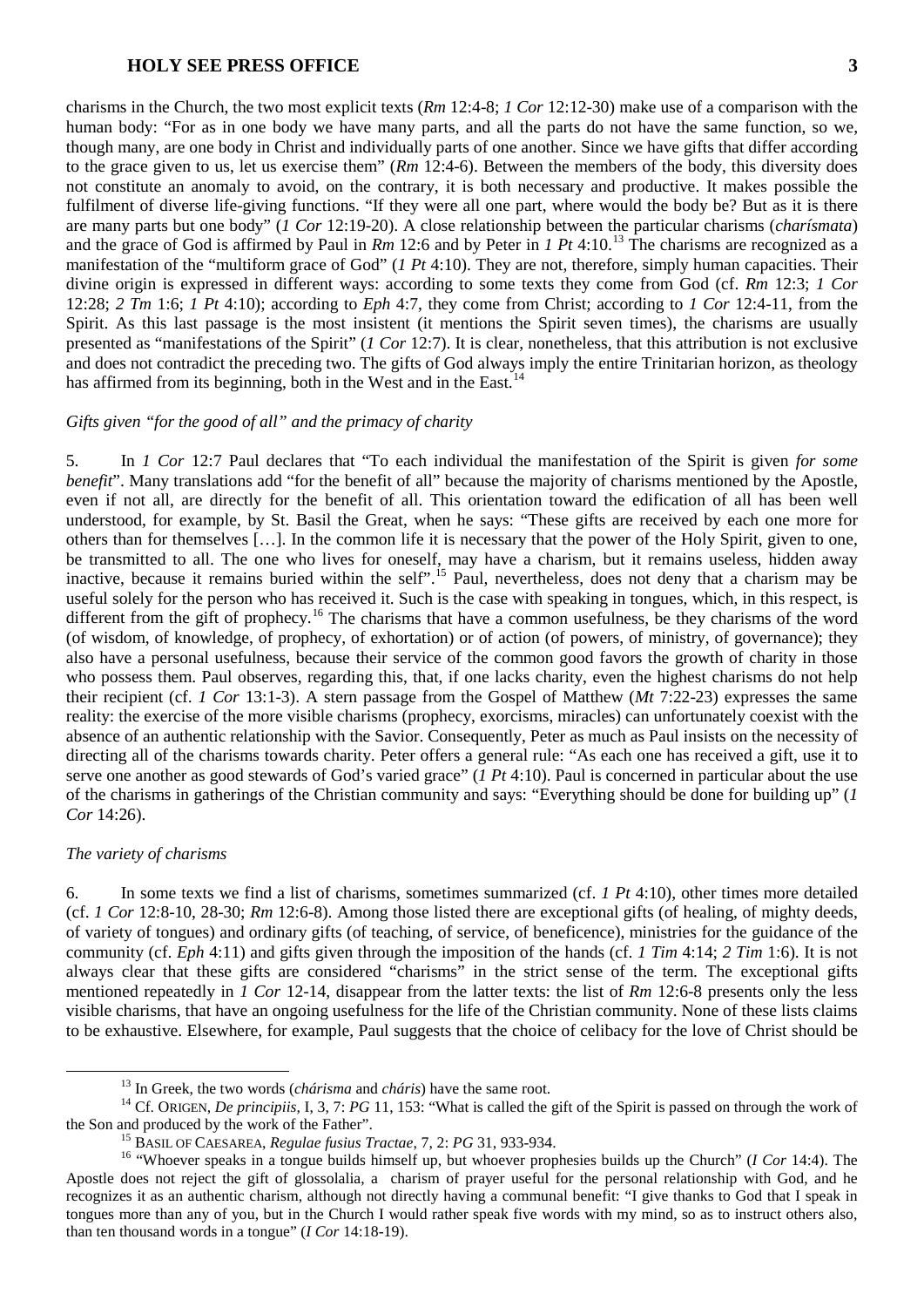charisms in the Church, the two most explicit texts (*Rm* 12:4-8; *1 Cor* 12:12-30) make use of a comparison with the human body: "For as in one body we have many parts, and all the parts do not have the same function, so we, though many, are one body in Christ and individually parts of one another. Since we have gifts that differ according to the grace given to us, let us exercise them" (*Rm* 12:4-6). Between the members of the body, this diversity does not constitute an anomaly to avoid, on the contrary, it is both necessary and productive. It makes possible the fulfilment of diverse life-giving functions. "If they were all one part, where would the body be? But as it is there are many parts but one body" (*1 Cor* 12:19-20). A close relationship between the particular charisms (*charísmata*) and the grace of God is affirmed by Paul in *Rm* 12:6 and by Peter in *1 Pt* 4:10.[13] The charisms are recognized as a manifestation of the "multiform grace of God" (*1 Pt* 4:10). They are not, therefore, simply human capacities. Their divine origin is expressed in different ways: according to some texts they come from God (cf. *Rm* 12:3; *1 Cor* 12:28; *2 Tm* 1:6; *1 Pt* 4:10); according to *Eph* 4:7, they come from Christ; according to *1 Cor* 12:4-11, from the Spirit. As this last passage is the most insistent (it mentions the Spirit seven times), the charisms are usually presented as "manifestations of the Spirit" (*1 Cor* 12:7). It is clear, nonetheless, that this attribution is not exclusive and does not contradict the preceding two. The gifts of God always imply the entire Trinitarian horizon, as theology has affirmed from its beginning, both in the West and in the East.[14]

*Gifts given "for the good of all" and the primacy of charity*

5. In *1 Cor* 12:7 Paul declares that "To each individual the manifestation of the Spirit is given *for some benefit*". Many translations add "for the benefit of all" because the majority of charisms mentioned by the Apostle, even if not all, are directly for the benefit of all. This orientation toward the edification of all has been well understood, for example, by St. Basil the Great, when he says: "These gifts are received by each one more for others than for themselves […]. In the common life it is necessary that the power of the Holy Spirit, given to one, be transmitted to all. The one who lives for oneself, may have a charism, but it remains useless, hidden away inactive, because it remains buried within the self".[15] Paul, nevertheless, does not deny that a charism may be useful solely for the person who has received it. Such is the case with speaking in tongues, which, in this respect, is different from the gift of prophecy.[16] The charisms that have a common usefulness, be they charisms of the word (of wisdom, of knowledge, of prophecy, of exhortation) or of action (of powers, of ministry, of governance); they also have a personal usefulness, because their service of the common good favors the growth of charity in those who possess them. Paul observes, regarding this, that, if one lacks charity, even the highest charisms do not help their recipient (cf. *1 Cor* 13:1-3). A stern passage from the Gospel of Matthew (*Mt* 7:22-23) expresses the same reality: the exercise of the more visible charisms (prophecy, exorcisms, miracles) can unfortunately coexist with the absence of an authentic relationship with the Savior. Consequently, Peter as much as Paul insists on the necessity of directing all of the charisms towards charity. Peter offers a general rule: "As each one has received a gift, use it to serve one another as good stewards of God's varied grace" (*1 Pt* 4:10). Paul is concerned in particular about the use of the charisms in gatherings of the Christian community and says: "Everything should be done for building up" (*1 Cor* 14:26).

*The variety of charisms*

6. In some texts we find a list of charisms, sometimes summarized (cf. *1 Pt* 4:10), other times more detailed (cf. *1 Cor* 12:8-10, 28-30; *Rm* 12:6-8). Among those listed there are exceptional gifts (of healing, of mighty deeds, of variety of tongues) and ordinary gifts (of teaching, of service, of beneficence), ministries for the guidance of the community (cf. *Eph* 4:11) and gifts given through the imposition of the hands (cf. *1 Tim* 4:14; *2 Tim* 1:6). It is not always clear that these gifts are considered "charisms" in the strict sense of the term. The exceptional gifts mentioned repeatedly in *1 Cor* 12-14, disappear from the latter texts: the list of *Rm* 12:6-8 presents only the less visible charisms, that have an ongoing usefulness for the life of the Christian community. None of these lists claims to be exhaustive. Elsewhere, for example, Paul suggests that the choice of celibacy for the love of Christ should be

---

[13] In Greek, the two words (*chárisma* and *cháris*) have the same root.

[14] Cf. ORIGEN, *De principiis*, I, 3, 7: *PG* 11, 153: "What is called the gift of the Spirit is passed on through the work of the Son and produced by the work of the Father".

[15] BASIL OF CAESAREA, *Regulae fusius Tractae*, 7, 2: *PG* 31, 933-934.

[16] "Whoever speaks in a tongue builds himself up, but whoever prophesies builds up the Church" (*I Cor* 14:4). The Apostle does not reject the gift of glossolalia, a charism of prayer useful for the personal relationship with God, and he recognizes it as an authentic charism, although not directly having a communal benefit: "I give thanks to God that I speak in tongues more than any of you, but in the Church I would rather speak five words with my mind, so as to instruct others also, than ten thousand words in a tongue" (*I Cor* 14:18-19).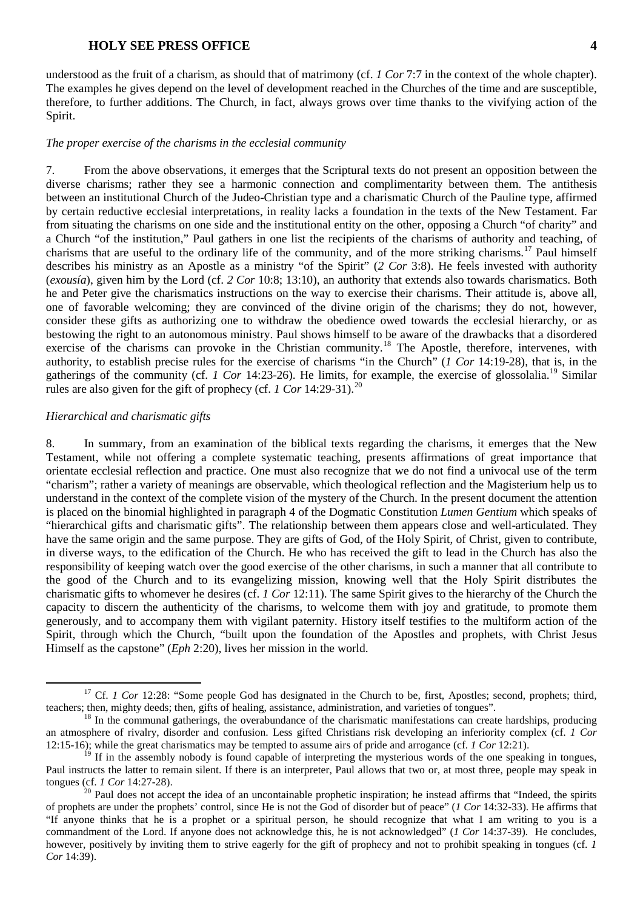understood as the fruit of a charism, as should that of matrimony (cf. *1 Cor* 7:7 in the context of the whole chapter). The examples he gives depend on the level of development reached in the Churches of the time and are susceptible, therefore, to further additions. The Church, in fact, always grows over time thanks to the vivifying action of the Spirit.

*The proper exercise of the charisms in the ecclesial community*

7. From the above observations, it emerges that the Scriptural texts do not present an opposition between the diverse charisms; rather they see a harmonic connection and complimentarity between them. The antithesis between an institutional Church of the Judeo-Christian type and a charismatic Church of the Pauline type, affirmed by certain reductive ecclesial interpretations, in reality lacks a foundation in the texts of the New Testament. Far from situating the charisms on one side and the institutional entity on the other, opposing a Church "of charity" and a Church "of the institution," Paul gathers in one list the recipients of the charisms of authority and teaching, of charisms that are useful to the ordinary life of the community, and of the more striking charisms.[17] Paul himself describes his ministry as an Apostle as a ministry "of the Spirit" (*2 Cor* 3:8). He feels invested with authority (*exousía*), given him by the Lord (cf. *2 Cor* 10:8; 13:10), an authority that extends also towards charismatics. Both he and Peter give the charismatics instructions on the way to exercise their charisms. Their attitude is, above all, one of favorable welcoming; they are convinced of the divine origin of the charisms; they do not, however, consider these gifts as authorizing one to withdraw the obedience owed towards the ecclesial hierarchy, or as bestowing the right to an autonomous ministry. Paul shows himself to be aware of the drawbacks that a disordered exercise of the charisms can provoke in the Christian community.[18] The Apostle, therefore, intervenes, with authority, to establish precise rules for the exercise of charisms "in the Church" (*1 Cor* 14:19-28), that is, in the gatherings of the community (cf. *1 Cor* 14:23-26). He limits, for example, the exercise of glossolalia.[19] Similar rules are also given for the gift of prophecy (cf. *1 Cor* 14:29-31).[20]

*Hierarchical and charismatic gifts*

8. In summary, from an examination of the biblical texts regarding the charisms, it emerges that the New Testament, while not offering a complete systematic teaching, presents affirmations of great importance that orientate ecclesial reflection and practice. One must also recognize that we do not find a univocal use of the term "charism"; rather a variety of meanings are observable, which theological reflection and the Magisterium help us to understand in the context of the complete vision of the mystery of the Church. In the present document the attention is placed on the binomial highlighted in paragraph 4 of the Dogmatic Constitution *Lumen Gentium* which speaks of "hierarchical gifts and charismatic gifts". The relationship between them appears close and well-articulated. They have the same origin and the same purpose. They are gifts of God, of the Holy Spirit, of Christ, given to contribute, in diverse ways, to the edification of the Church. He who has received the gift to lead in the Church has also the responsibility of keeping watch over the good exercise of the other charisms, in such a manner that all contribute to the good of the Church and to its evangelizing mission, knowing well that the Holy Spirit distributes the charismatic gifts to whomever he desires (cf. *1 Cor* 12:11). The same Spirit gives to the hierarchy of the Church the capacity to discern the authenticity of the charisms, to welcome them with joy and gratitude, to promote them generously, and to accompany them with vigilant paternity. History itself testifies to the multiform action of the Spirit, through which the Church, "built upon the foundation of the Apostles and prophets, with Christ Jesus Himself as the capstone" (*Eph* 2:20), lives her mission in the world.

---

[17] Cf. *1 Cor* 12:28: "Some people God has designated in the Church to be, first, Apostles; second, prophets; third, teachers; then, mighty deeds; then, gifts of healing, assistance, administration, and varieties of tongues".

[18] In the communal gatherings, the overabundance of the charismatic manifestations can create hardships, producing an atmosphere of rivalry, disorder and confusion. Less gifted Christians risk developing an inferiority complex (cf. *1 Cor* 12:15-16); while the great charismatics may be tempted to assume airs of pride and arrogance (cf. *1 Cor* 12:21).

[19] If in the assembly nobody is found capable of interpreting the mysterious words of the one speaking in tongues, Paul instructs the latter to remain silent. If there is an interpreter, Paul allows that two or, at most three, people may speak in tongues (cf. *1 Cor* 14:27-28).

[20] Paul does not accept the idea of an uncontainable prophetic inspiration; he instead affirms that "Indeed, the spirits of prophets are under the prophets' control, since He is not the God of disorder but of peace" (*1 Cor* 14:32-33). He affirms that "If anyone thinks that he is a prophet or a spiritual person, he should recognize that what I am writing to you is a commandment of the Lord. If anyone does not acknowledge this, he is not acknowledged" (*1 Cor* 14:37-39). He concludes, however, positively by inviting them to strive eagerly for the gift of prophecy and not to prohibit speaking in tongues (cf. *1 Cor* 14:39).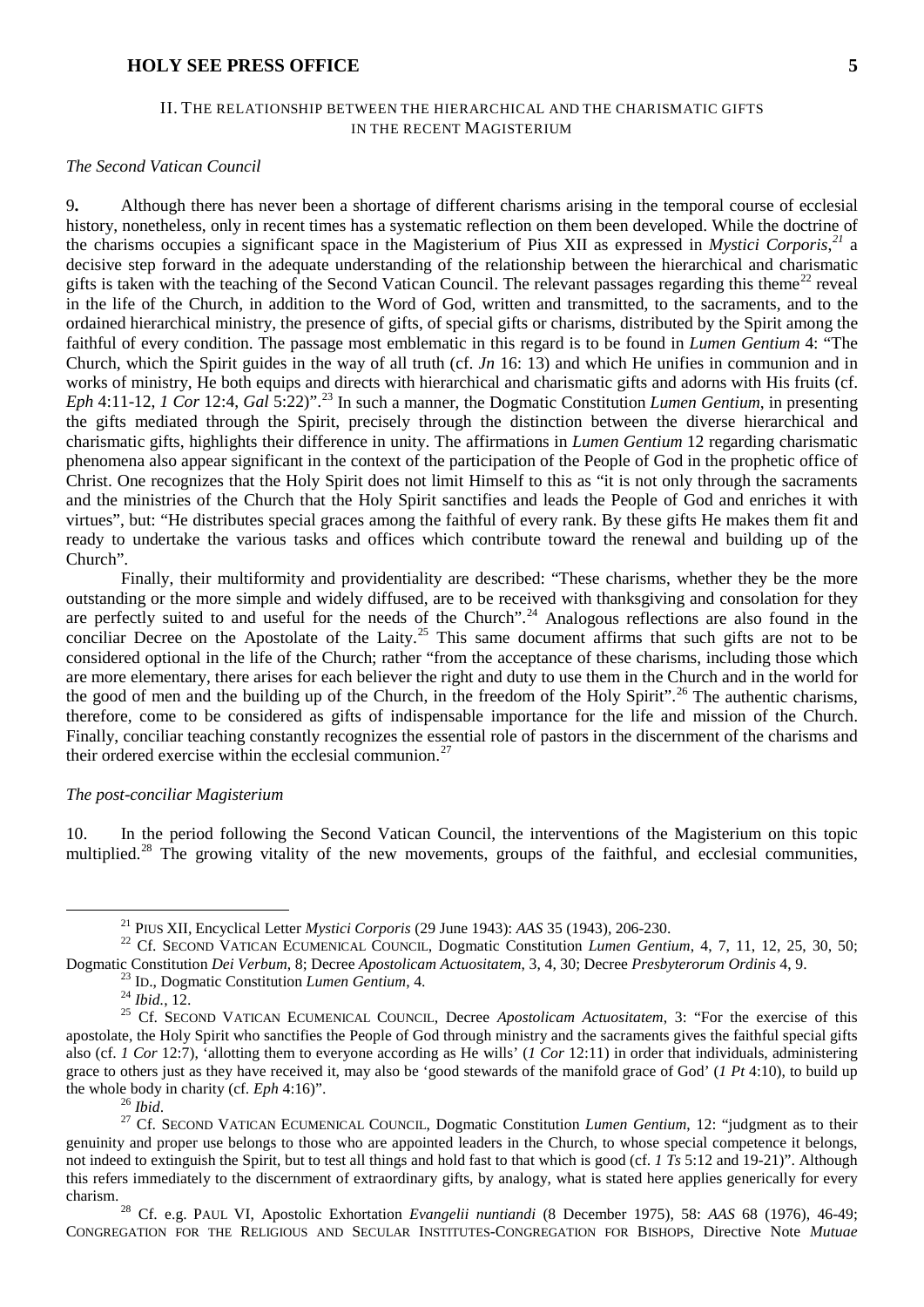## II. The relationship between the hierarchical and the charismatic gifts in the recent Magisterium

### *The Second Vatican Council*

**9.** Although there has never been a shortage of different charisms arising in the temporal course of ecclesial history, nonetheless, only in recent times has a systematic reflection on them been developed. While the doctrine of the charisms occupies a significant space in the Magisterium of Pius XII as expressed in *Mystici Corporis*,[21] a decisive step forward in the adequate understanding of the relationship between the hierarchical and charismatic gifts is taken with the teaching of the Second Vatican Council. The relevant passages regarding this theme[22] reveal in the life of the Church, in addition to the Word of God, written and transmitted, to the sacraments, and to the ordained hierarchical ministry, the presence of gifts, of special gifts or charisms, distributed by the Spirit among the faithful of every condition. The passage most emblematic in this regard is to be found in *Lumen Gentium* 4: "The Church, which the Spirit guides in the way of all truth (cf. *Jn* 16: 13) and which He unifies in communion and in works of ministry, He both equips and directs with hierarchical and charismatic gifts and adorns with His fruits (cf. *Eph* 4:11-12, *1 Cor* 12:4, *Gal* 5:22)".[23] In such a manner, the Dogmatic Constitution *Lumen Gentium*, in presenting the gifts mediated through the Spirit, precisely through the distinction between the diverse hierarchical and charismatic gifts, highlights their difference in unity. The affirmations in *Lumen Gentium* 12 regarding charismatic phenomena also appear significant in the context of the participation of the People of God in the prophetic office of Christ. One recognizes that the Holy Spirit does not limit Himself to this as "it is not only through the sacraments and the ministries of the Church that the Holy Spirit sanctifies and leads the People of God and enriches it with virtues", but: "He distributes special graces among the faithful of every rank. By these gifts He makes them fit and ready to undertake the various tasks and offices which contribute toward the renewal and building up of the Church".

Finally, their multiformity and providentiality are described: "These charisms, whether they be the more outstanding or the more simple and widely diffused, are to be received with thanksgiving and consolation for they are perfectly suited to and useful for the needs of the Church".[24] Analogous reflections are also found in the conciliar Decree on the Apostolate of the Laity.[25] This same document affirms that such gifts are not to be considered optional in the life of the Church; rather "from the acceptance of these charisms, including those which are more elementary, there arises for each believer the right and duty to use them in the Church and in the world for the good of men and the building up of the Church, in the freedom of the Holy Spirit".[26] The authentic charisms, therefore, come to be considered as gifts of indispensable importance for the life and mission of the Church. Finally, conciliar teaching constantly recognizes the essential role of pastors in the discernment of the charisms and their ordered exercise within the ecclesial communion.[27]

### *The post-conciliar Magisterium*

10. In the period following the Second Vatican Council, the interventions of the Magisterium on this topic multiplied.[28] The growing vitality of the new movements, groups of the faithful, and ecclesial communities,

---

[21] Pius XII, Encyclical Letter *Mystici Corporis* (29 June 1943): *AAS* 35 (1943), 206-230.

[22] Cf. Second Vatican Ecumenical Council, Dogmatic Constitution *Lumen Gentium*, 4, 7, 11, 12, 25, 30, 50; Dogmatic Constitution *Dei Verbum*, 8; Decree *Apostolicam Actuositatem*, 3, 4, 30; Decree *Presbyterorum Ordinis* 4, 9.

[23] Id., Dogmatic Constitution *Lumen Gentium*, 4.

[24] *Ibid.*, 12.

[25] Cf. Second Vatican Ecumenical Council, Decree *Apostolicam Actuositatem*, 3: "For the exercise of this apostolate, the Holy Spirit who sanctifies the People of God through ministry and the sacraments gives the faithful special gifts also (cf. *1 Cor* 12:7), 'allotting them to everyone according as He wills' (*1 Cor* 12:11) in order that individuals, administering grace to others just as they have received it, may also be 'good stewards of the manifold grace of God' (*1 Pt* 4:10), to build up the whole body in charity (cf. *Eph* 4:16)".

[26] *Ibid.*

[27] Cf. Second Vatican Ecumenical Council, Dogmatic Constitution *Lumen Gentium*, 12: "judgment as to their genuinity and proper use belongs to those who are appointed leaders in the Church, to whose special competence it belongs, not indeed to extinguish the Spirit, but to test all things and hold fast to that which is good (cf. *1 Ts* 5:12 and 19-21)". Although this refers immediately to the discernment of extraordinary gifts, by analogy, what is stated here applies generically for every charism.

[28] Cf. e.g. Paul VI, Apostolic Exhortation *Evangelii nuntiandi* (8 December 1975), 58: *AAS* 68 (1976), 46-49; Congregation for the Religious and Secular Institutes-Congregation for Bishops, Directive Note *Mutuae*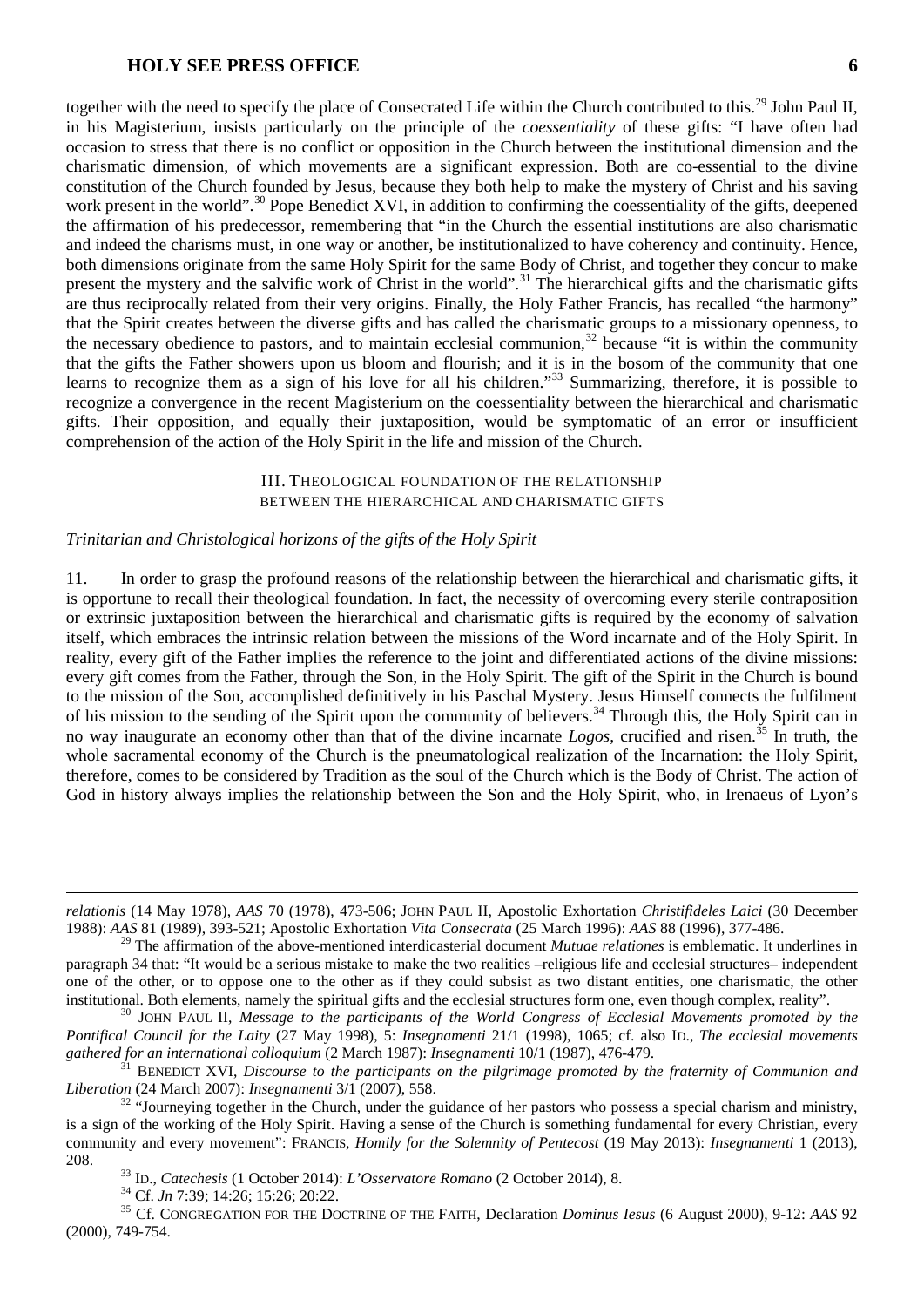together with the need to specify the place of Consecrated Life within the Church contributed to this.[29] John Paul II, in his Magisterium, insists particularly on the principle of the *coessentiality* of these gifts: "I have often had occasion to stress that there is no conflict or opposition in the Church between the institutional dimension and the charismatic dimension, of which movements are a significant expression. Both are co-essential to the divine constitution of the Church founded by Jesus, because they both help to make the mystery of Christ and his saving work present in the world".[30] Pope Benedict XVI, in addition to confirming the coessentiality of the gifts, deepened the affirmation of his predecessor, remembering that "in the Church the essential institutions are also charismatic and indeed the charisms must, in one way or another, be institutionalized to have coherency and continuity. Hence, both dimensions originate from the same Holy Spirit for the same Body of Christ, and together they concur to make present the mystery and the salvific work of Christ in the world".[31] The hierarchical gifts and the charismatic gifts are thus reciprocally related from their very origins. Finally, the Holy Father Francis, has recalled "the harmony" that the Spirit creates between the diverse gifts and has called the charismatic groups to a missionary openness, to the necessary obedience to pastors, and to maintain ecclesial communion,[32] because "it is within the community that the gifts the Father showers upon us bloom and flourish; and it is in the bosom of the community that one learns to recognize them as a sign of his love for all his children."[33] Summarizing, therefore, it is possible to recognize a convergence in the recent Magisterium on the coessentiality between the hierarchical and charismatic gifts. Their opposition, and equally their juxtaposition, would be symptomatic of an error or insufficient comprehension of the action of the Holy Spirit in the life and mission of the Church.

## III. Theological foundation of the relationship between the hierarchical and charismatic gifts

*Trinitarian and Christological horizons of the gifts of the Holy Spirit*

11. In order to grasp the profound reasons of the relationship between the hierarchical and charismatic gifts, it is opportune to recall their theological foundation. In fact, the necessity of overcoming every sterile contraposition or extrinsic juxtaposition between the hierarchical and charismatic gifts is required by the economy of salvation itself, which embraces the intrinsic relation between the missions of the Word incarnate and of the Holy Spirit. In reality, every gift of the Father implies the reference to the joint and differentiated actions of the divine missions: every gift comes from the Father, through the Son, in the Holy Spirit. The gift of the Spirit in the Church is bound to the mission of the Son, accomplished definitively in his Paschal Mystery. Jesus Himself connects the fulfilment of his mission to the sending of the Spirit upon the community of believers.[34] Through this, the Holy Spirit can in no way inaugurate an economy other than that of the divine incarnate *Logos*, crucified and risen.[35] In truth, the whole sacramental economy of the Church is the pneumatological realization of the Incarnation: the Holy Spirit, therefore, comes to be considered by Tradition as the soul of the Church which is the Body of Christ. The action of God in history always implies the relationship between the Son and the Holy Spirit, who, in Irenaeus of Lyon's

---

*relationis* (14 May 1978), *AAS* 70 (1978), 473-506; John Paul II, Apostolic Exhortation *Christifideles Laici* (30 December 1988): *AAS* 81 (1989), 393-521; Apostolic Exhortation *Vita Consecrata* (25 March 1996): *AAS* 88 (1996), 377-486.

[29] The affirmation of the above-mentioned interdicasterial document *Mutuae relationes* is emblematic. It underlines in paragraph 34 that: "It would be a serious mistake to make the two realities –religious life and ecclesial structures– independent one of the other, or to oppose one to the other as if they could subsist as two distant entities, one charismatic, the other institutional. Both elements, namely the spiritual gifts and the ecclesial structures form one, even though complex, reality".

[30] John Paul II, *Message to the participants of the World Congress of Ecclesial Movements promoted by the Pontifical Council for the Laity* (27 May 1998), 5: *Insegnamenti* 21/1 (1998), 1065; cf. also Id., *The ecclesial movements gathered for an international colloquium* (2 March 1987): *Insegnamenti* 10/1 (1987), 476-479.

[31] Benedict XVI, *Discourse to the participants on the pilgrimage promoted by the fraternity of Communion and Liberation* (24 March 2007): *Insegnamenti* 3/1 (2007), 558.

[32] "Journeying together in the Church, under the guidance of her pastors who possess a special charism and ministry, is a sign of the working of the Holy Spirit. Having a sense of the Church is something fundamental for every Christian, every community and every movement": Francis, *Homily for the Solemnity of Pentecost* (19 May 2013): *Insegnamenti* 1 (2013), 208.

[33] Id., *Catechesis* (1 October 2014): *L'Osservatore Romano* (2 October 2014), 8.

[34] Cf. *Jn* 7:39; 14:26; 15:26; 20:22.

[35] Cf. Congregation for the Doctrine of the Faith, Declaration *Dominus Iesus* (6 August 2000), 9-12: *AAS* 92 (2000), 749-754.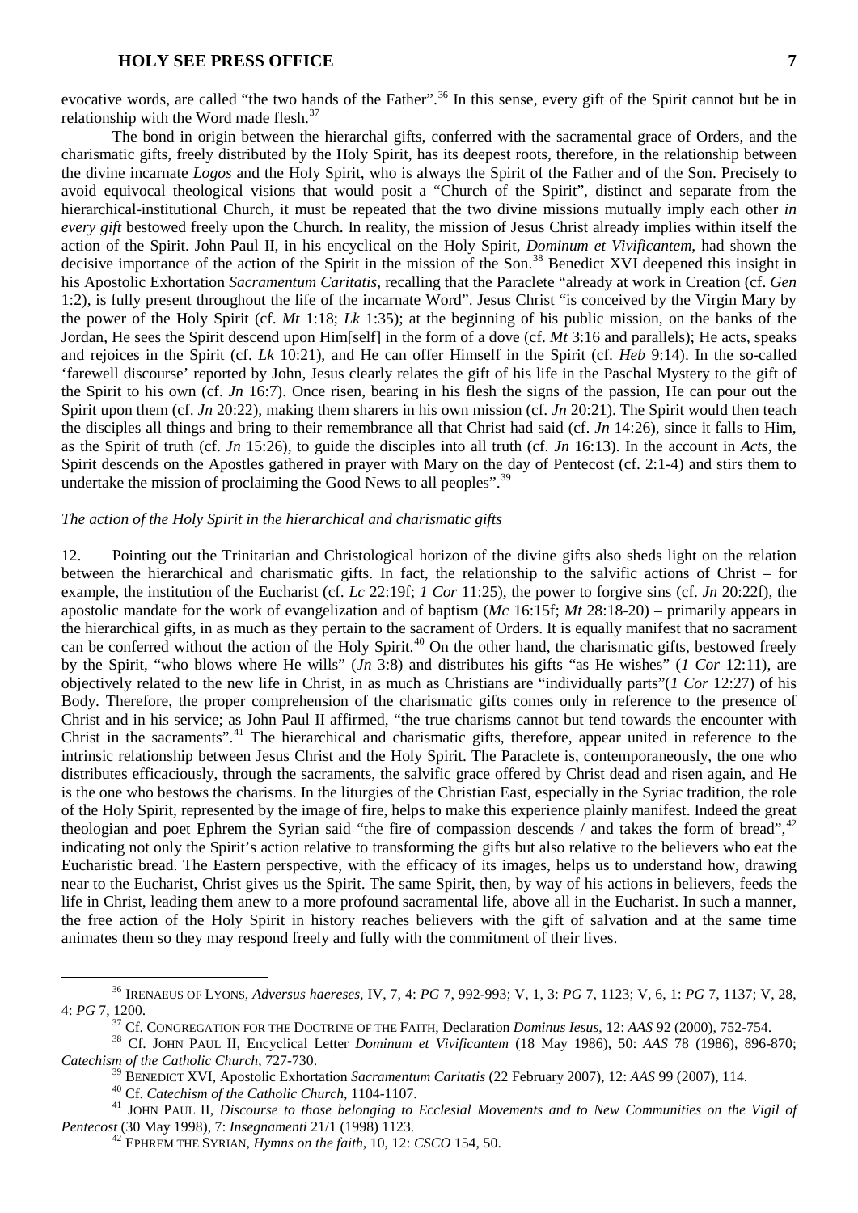evocative words, are called "the two hands of the Father".[36] In this sense, every gift of the Spirit cannot but be in relationship with the Word made flesh.[37]

The bond in origin between the hierarchal gifts, conferred with the sacramental grace of Orders, and the charismatic gifts, freely distributed by the Holy Spirit, has its deepest roots, therefore, in the relationship between the divine incarnate *Logos* and the Holy Spirit, who is always the Spirit of the Father and of the Son. Precisely to avoid equivocal theological visions that would posit a "Church of the Spirit", distinct and separate from the hierarchical-institutional Church, it must be repeated that the two divine missions mutually imply each other *in every gift* bestowed freely upon the Church. In reality, the mission of Jesus Christ already implies within itself the action of the Spirit. John Paul II, in his encyclical on the Holy Spirit, *Dominum et Vivificantem*, had shown the decisive importance of the action of the Spirit in the mission of the Son.[38] Benedict XVI deepened this insight in his Apostolic Exhortation *Sacramentum Caritatis*, recalling that the Paraclete "already at work in Creation (cf. *Gen* 1:2), is fully present throughout the life of the incarnate Word". Jesus Christ "is conceived by the Virgin Mary by the power of the Holy Spirit (cf. *Mt* 1:18; *Lk* 1:35); at the beginning of his public mission, on the banks of the Jordan, He sees the Spirit descend upon Him[self] in the form of a dove (cf. *Mt* 3:16 and parallels); He acts, speaks and rejoices in the Spirit (cf. *Lk* 10:21), and He can offer Himself in the Spirit (cf. *Heb* 9:14). In the so-called 'farewell discourse' reported by John, Jesus clearly relates the gift of his life in the Paschal Mystery to the gift of the Spirit to his own (cf. *Jn* 16:7). Once risen, bearing in his flesh the signs of the passion, He can pour out the Spirit upon them (cf. *Jn* 20:22), making them sharers in his own mission (cf. *Jn* 20:21). The Spirit would then teach the disciples all things and bring to their remembrance all that Christ had said (cf. *Jn* 14:26), since it falls to Him, as the Spirit of truth (cf. *Jn* 15:26), to guide the disciples into all truth (cf. *Jn* 16:13). In the account in *Acts*, the Spirit descends on the Apostles gathered in prayer with Mary on the day of Pentecost (cf. 2:1-4) and stirs them to undertake the mission of proclaiming the Good News to all peoples".[39]

*The action of the Holy Spirit in the hierarchical and charismatic gifts*

12. Pointing out the Trinitarian and Christological horizon of the divine gifts also sheds light on the relation between the hierarchical and charismatic gifts. In fact, the relationship to the salvific actions of Christ – for example, the institution of the Eucharist (cf. *Lc* 22:19f; *1 Cor* 11:25), the power to forgive sins (cf. *Jn* 20:22f), the apostolic mandate for the work of evangelization and of baptism (*Mc* 16:15f; *Mt* 28:18-20) – primarily appears in the hierarchical gifts, in as much as they pertain to the sacrament of Orders. It is equally manifest that no sacrament can be conferred without the action of the Holy Spirit.[40] On the other hand, the charismatic gifts, bestowed freely by the Spirit, "who blows where He wills" (*Jn* 3:8) and distributes his gifts "as He wishes" (*1 Cor* 12:11), are objectively related to the new life in Christ, in as much as Christians are "individually parts"(*1 Cor* 12:27) of his Body. Therefore, the proper comprehension of the charismatic gifts comes only in reference to the presence of Christ and in his service; as John Paul II affirmed, "the true charisms cannot but tend towards the encounter with Christ in the sacraments".[41] The hierarchical and charismatic gifts, therefore, appear united in reference to the intrinsic relationship between Jesus Christ and the Holy Spirit. The Paraclete is, contemporaneously, the one who distributes efficaciously, through the sacraments, the salvific grace offered by Christ dead and risen again, and He is the one who bestows the charisms. In the liturgies of the Christian East, especially in the Syriac tradition, the role of the Holy Spirit, represented by the image of fire, helps to make this experience plainly manifest. Indeed the great theologian and poet Ephrem the Syrian said "the fire of compassion descends / and takes the form of bread",[42] indicating not only the Spirit's action relative to transforming the gifts but also relative to the believers who eat the Eucharistic bread. The Eastern perspective, with the efficacy of its images, helps us to understand how, drawing near to the Eucharist, Christ gives us the Spirit. The same Spirit, then, by way of his actions in believers, feeds the life in Christ, leading them anew to a more profound sacramental life, above all in the Eucharist. In such a manner, the free action of the Holy Spirit in history reaches believers with the gift of salvation and at the same time animates them so they may respond freely and fully with the commitment of their lives.

---

[36] IRENAEUS OF LYONS, *Adversus haereses*, IV, 7, 4: *PG* 7, 992-993; V, 1, 3: *PG* 7, 1123; V, 6, 1: *PG* 7, 1137; V, 28, 4: *PG* 7, 1200.

[37] Cf. CONGREGATION FOR THE DOCTRINE OF THE FAITH, Declaration *Dominus Iesus*, 12: *AAS* 92 (2000), 752-754.

[38] Cf. JOHN PAUL II, Encyclical Letter *Dominum et Vivificantem* (18 May 1986), 50: *AAS* 78 (1986), 896-870; *Catechism of the Catholic Church*, 727-730.

[39] BENEDICT XVI, Apostolic Exhortation *Sacramentum Caritatis* (22 February 2007), 12: *AAS* 99 (2007), 114.

[40] Cf. *Catechism of the Catholic Church*, 1104-1107.

[41] JOHN PAUL II, *Discourse to those belonging to Ecclesial Movements and to New Communities on the Vigil of Pentecost* (30 May 1998), 7: *Insegnamenti* 21/1 (1998) 1123.

[42] EPHREM THE SYRIAN, *Hymns on the faith*, 10, 12: *CSCO* 154, 50.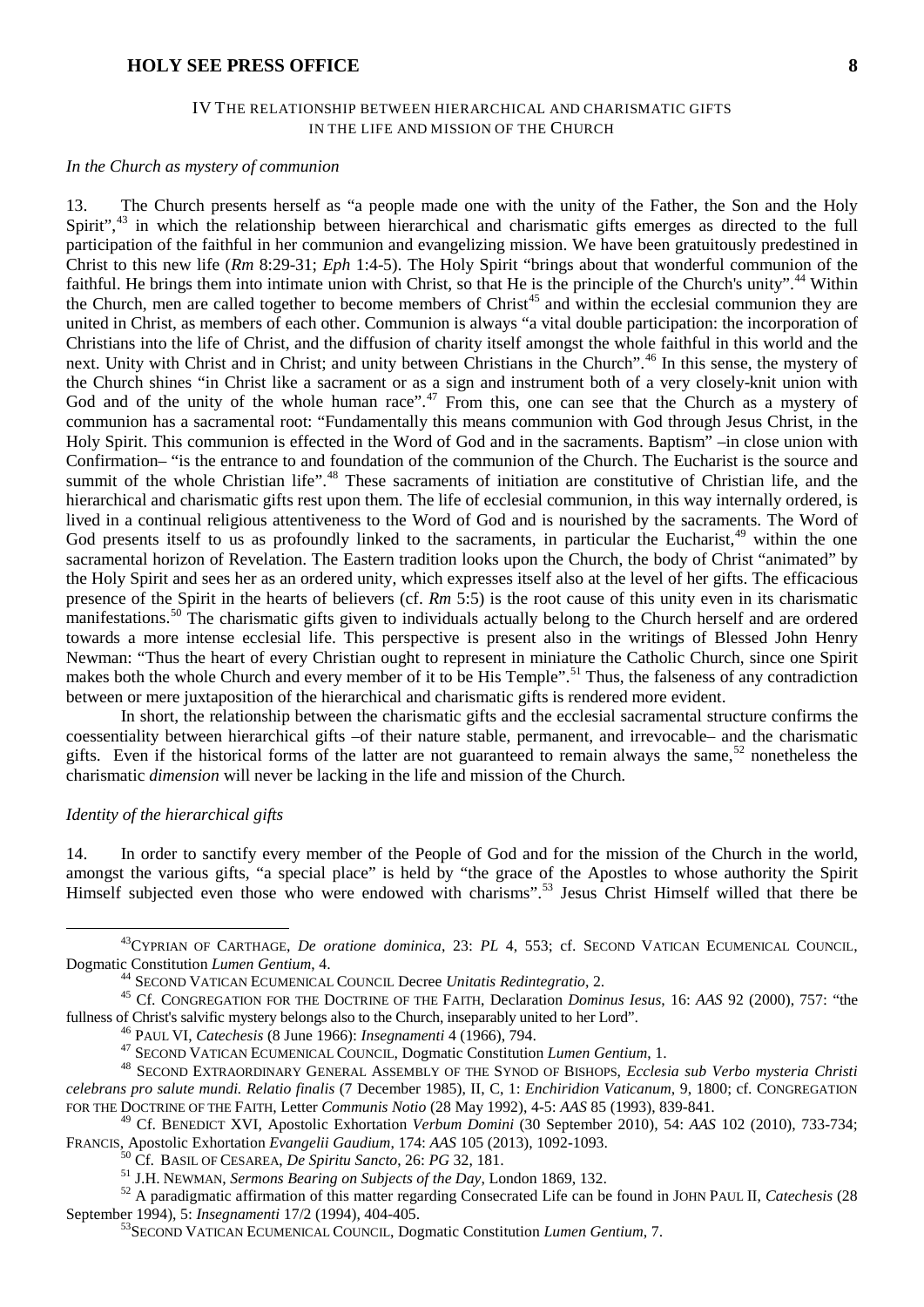## IV The relationship between hierarchical and charismatic gifts in the life and mission of the Church

### *In the Church as mystery of communion*

13. The Church presents herself as "a people made one with the unity of the Father, the Son and the Holy Spirit",[43] in which the relationship between hierarchical and charismatic gifts emerges as directed to the full participation of the faithful in her communion and evangelizing mission. We have been gratuitously predestined in Christ to this new life (*Rm* 8:29-31; *Eph* 1:4-5). The Holy Spirit "brings about that wonderful communion of the faithful. He brings them into intimate union with Christ, so that He is the principle of the Church's unity".[44] Within the Church, men are called together to become members of Christ[45] and within the ecclesial communion they are united in Christ, as members of each other. Communion is always "a vital double participation: the incorporation of Christians into the life of Christ, and the diffusion of charity itself amongst the whole faithful in this world and the next. Unity with Christ and in Christ; and unity between Christians in the Church".[46] In this sense, the mystery of the Church shines "in Christ like a sacrament or as a sign and instrument both of a very closely-knit union with God and of the unity of the whole human race".[47] From this, one can see that the Church as a mystery of communion has a sacramental root: "Fundamentally this means communion with God through Jesus Christ, in the Holy Spirit. This communion is effected in the Word of God and in the sacraments. Baptism" –in close union with Confirmation– "is the entrance to and foundation of the communion of the Church. The Eucharist is the source and summit of the whole Christian life".[48] These sacraments of initiation are constitutive of Christian life, and the hierarchical and charismatic gifts rest upon them. The life of ecclesial communion, in this way internally ordered, is lived in a continual religious attentiveness to the Word of God and is nourished by the sacraments. The Word of God presents itself to us as profoundly linked to the sacraments, in particular the Eucharist,[49] within the one sacramental horizon of Revelation. The Eastern tradition looks upon the Church, the body of Christ "animated" by the Holy Spirit and sees her as an ordered unity, which expresses itself also at the level of her gifts. The efficacious presence of the Spirit in the hearts of believers (cf. *Rm* 5:5) is the root cause of this unity even in its charismatic manifestations.[50] The charismatic gifts given to individuals actually belong to the Church herself and are ordered towards a more intense ecclesial life. This perspective is present also in the writings of Blessed John Henry Newman: "Thus the heart of every Christian ought to represent in miniature the Catholic Church, since one Spirit makes both the whole Church and every member of it to be His Temple".[51] Thus, the falseness of any contradiction between or mere juxtaposition of the hierarchical and charismatic gifts is rendered more evident.

In short, the relationship between the charismatic gifts and the ecclesial sacramental structure confirms the coessentiality between hierarchical gifts –of their nature stable, permanent, and irrevocable– and the charismatic gifts. Even if the historical forms of the latter are not guaranteed to remain always the same,[52] nonetheless the charismatic *dimension* will never be lacking in the life and mission of the Church.

### *Identity of the hierarchical gifts*

14. In order to sanctify every member of the People of God and for the mission of the Church in the world, amongst the various gifts, "a special place" is held by "the grace of the Apostles to whose authority the Spirit Himself subjected even those who were endowed with charisms".[53] Jesus Christ Himself willed that there be

---

[43] Cyprian of Carthage, *De oratione dominica*, 23: *PL* 4, 553; cf. Second Vatican Ecumenical Council, Dogmatic Constitution *Lumen Gentium*, 4.

[44] Second Vatican Ecumenical Council Decree *Unitatis Redintegratio*, 2.

[45] Cf. Congregation for the Doctrine of the Faith, Declaration *Dominus Iesus*, 16: *AAS* 92 (2000), 757: "the fullness of Christ's salvific mystery belongs also to the Church, inseparably united to her Lord".

[46] Paul VI, *Catechesis* (8 June 1966): *Insegnamenti* 4 (1966), 794.

[47] Second Vatican Ecumenical Council, Dogmatic Constitution *Lumen Gentium*, 1.

[48] Second Extraordinary General Assembly of the Synod of Bishops, *Ecclesia sub Verbo mysteria Christi celebrans pro salute mundi. Relatio finalis* (7 December 1985), II, C, 1: *Enchiridion Vaticanum*, 9, 1800; cf. Congregation for the Doctrine of the Faith, Letter *Communis Notio* (28 May 1992), 4-5: *AAS* 85 (1993), 839-841.

[49] Cf. Benedict XVI, Apostolic Exhortation *Verbum Domini* (30 September 2010), 54: *AAS* 102 (2010), 733-734; Francis, Apostolic Exhortation *Evangelii Gaudium*, 174: *AAS* 105 (2013), 1092-1093.

[50] Cf. Basil of Cesarea, *De Spiritu Sancto*, 26: *PG* 32, 181.

[51] J.H. Newman, *Sermons Bearing on Subjects of the Day*, London 1869, 132.

[52] A paradigmatic affirmation of this matter regarding Consecrated Life can be found in John Paul II, *Catechesis* (28 September 1994), 5: *Insegnamenti* 17/2 (1994), 404-405.

[53] Second Vatican Ecumenical Council, Dogmatic Constitution *Lumen Gentium*, 7.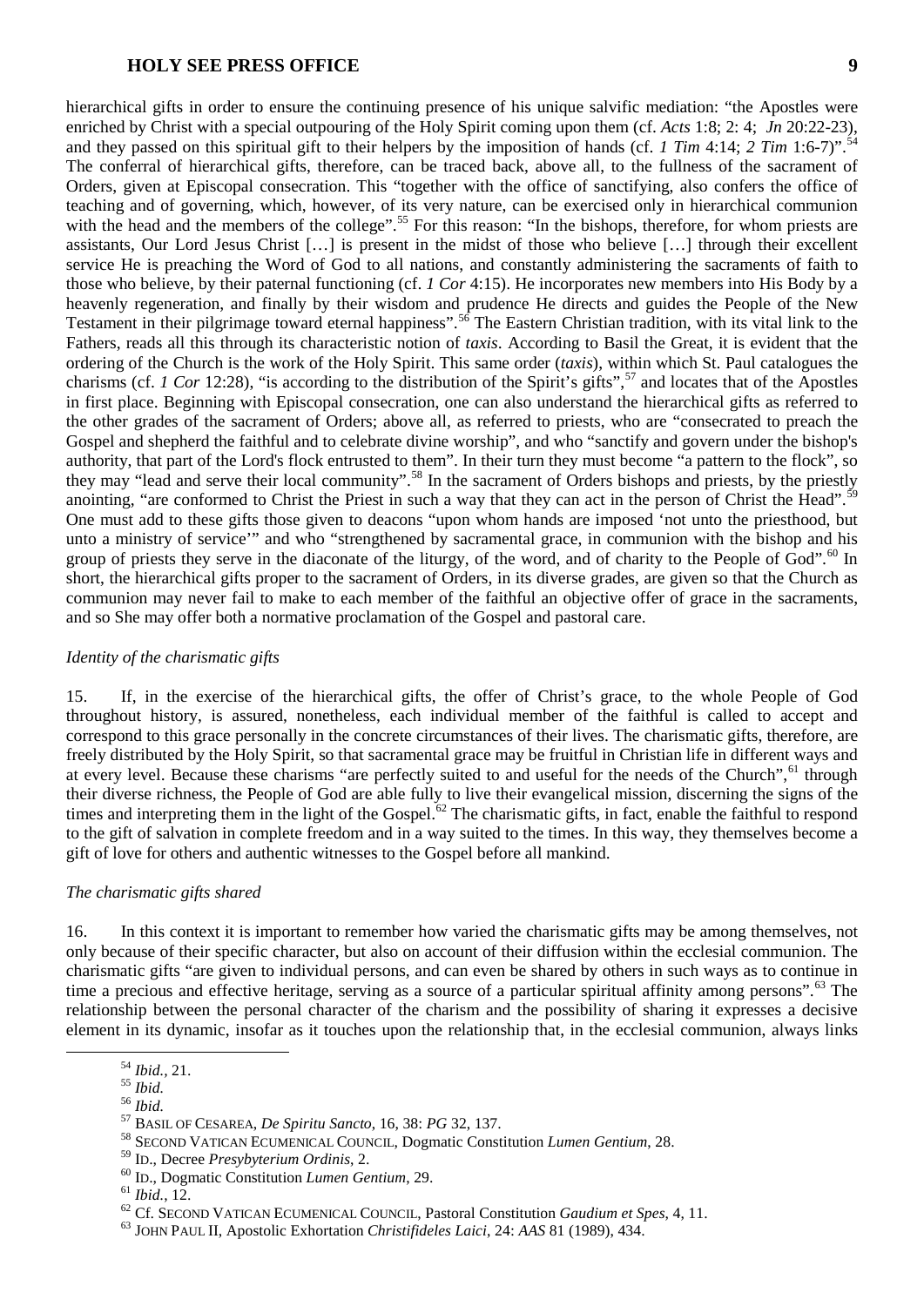hierarchical gifts in order to ensure the continuing presence of his unique salvific mediation: "the Apostles were enriched by Christ with a special outpouring of the Holy Spirit coming upon them (cf. *Acts* 1:8; 2: 4; *Jn* 20:22-23), and they passed on this spiritual gift to their helpers by the imposition of hands (cf. *1 Tim* 4:14; *2 Tim* 1:6-7)".[54] The conferral of hierarchical gifts, therefore, can be traced back, above all, to the fullness of the sacrament of Orders, given at Episcopal consecration. This "together with the office of sanctifying, also confers the office of teaching and of governing, which, however, of its very nature, can be exercised only in hierarchical communion with the head and the members of the college".[55] For this reason: "In the bishops, therefore, for whom priests are assistants, Our Lord Jesus Christ […] is present in the midst of those who believe […] through their excellent service He is preaching the Word of God to all nations, and constantly administering the sacraments of faith to those who believe, by their paternal functioning (cf. *1 Cor* 4:15). He incorporates new members into His Body by a heavenly regeneration, and finally by their wisdom and prudence He directs and guides the People of the New Testament in their pilgrimage toward eternal happiness".[56] The Eastern Christian tradition, with its vital link to the Fathers, reads all this through its characteristic notion of *taxis*. According to Basil the Great, it is evident that the ordering of the Church is the work of the Holy Spirit. This same order (*taxis*), within which St. Paul catalogues the charisms (cf. *1 Cor* 12:28), "is according to the distribution of the Spirit's gifts",[57] and locates that of the Apostles in first place. Beginning with Episcopal consecration, one can also understand the hierarchical gifts as referred to the other grades of the sacrament of Orders; above all, as referred to priests, who are "consecrated to preach the Gospel and shepherd the faithful and to celebrate divine worship", and who "sanctify and govern under the bishop's authority, that part of the Lord's flock entrusted to them". In their turn they must become "a pattern to the flock", so they may "lead and serve their local community".[58] In the sacrament of Orders bishops and priests, by the priestly anointing, "are conformed to Christ the Priest in such a way that they can act in the person of Christ the Head".[59] One must add to these gifts those given to deacons "upon whom hands are imposed 'not unto the priesthood, but unto a ministry of service'" and who "strengthened by sacramental grace, in communion with the bishop and his group of priests they serve in the diaconate of the liturgy, of the word, and of charity to the People of God".[60] In short, the hierarchical gifts proper to the sacrament of Orders, in its diverse grades, are given so that the Church as communion may never fail to make to each member of the faithful an objective offer of grace in the sacraments, and so She may offer both a normative proclamation of the Gospel and pastoral care.

*Identity of the charismatic gifts*

15. If, in the exercise of the hierarchical gifts, the offer of Christ's grace, to the whole People of God throughout history, is assured, nonetheless, each individual member of the faithful is called to accept and correspond to this grace personally in the concrete circumstances of their lives. The charismatic gifts, therefore, are freely distributed by the Holy Spirit, so that sacramental grace may be fruitful in Christian life in different ways and at every level. Because these charisms "are perfectly suited to and useful for the needs of the Church",[61] through their diverse richness, the People of God are able fully to live their evangelical mission, discerning the signs of the times and interpreting them in the light of the Gospel.[62] The charismatic gifts, in fact, enable the faithful to respond to the gift of salvation in complete freedom and in a way suited to the times. In this way, they themselves become a gift of love for others and authentic witnesses to the Gospel before all mankind.

*The charismatic gifts shared*

16. In this context it is important to remember how varied the charismatic gifts may be among themselves, not only because of their specific character, but also on account of their diffusion within the ecclesial communion. The charismatic gifts "are given to individual persons, and can even be shared by others in such ways as to continue in time a precious and effective heritage, serving as a source of a particular spiritual affinity among persons".[63] The relationship between the personal character of the charism and the possibility of sharing it expresses a decisive element in its dynamic, insofar as it touches upon the relationship that, in the ecclesial communion, always links

---

[54] *Ibid.*, 21.
[55] *Ibid.*
[56] *Ibid.*
[57] BASIL OF CESAREA, *De Spiritu Sancto*, 16, 38: *PG* 32, 137.
[58] SECOND VATICAN ECUMENICAL COUNCIL, Dogmatic Constitution *Lumen Gentium*, 28.
[59] ID., Decree *Presysbyterium Ordinis*, 2.
[60] ID., Dogmatic Constitution *Lumen Gentium*, 29.
[61] *Ibid.*, 12.
[62] Cf. SECOND VATICAN ECUMENICAL COUNCIL, Pastoral Constitution *Gaudium et Spes*, 4, 11.
[63] JOHN PAUL II, Apostolic Exhortation *Christifideles Laici*, 24: *AAS* 81 (1989), 434.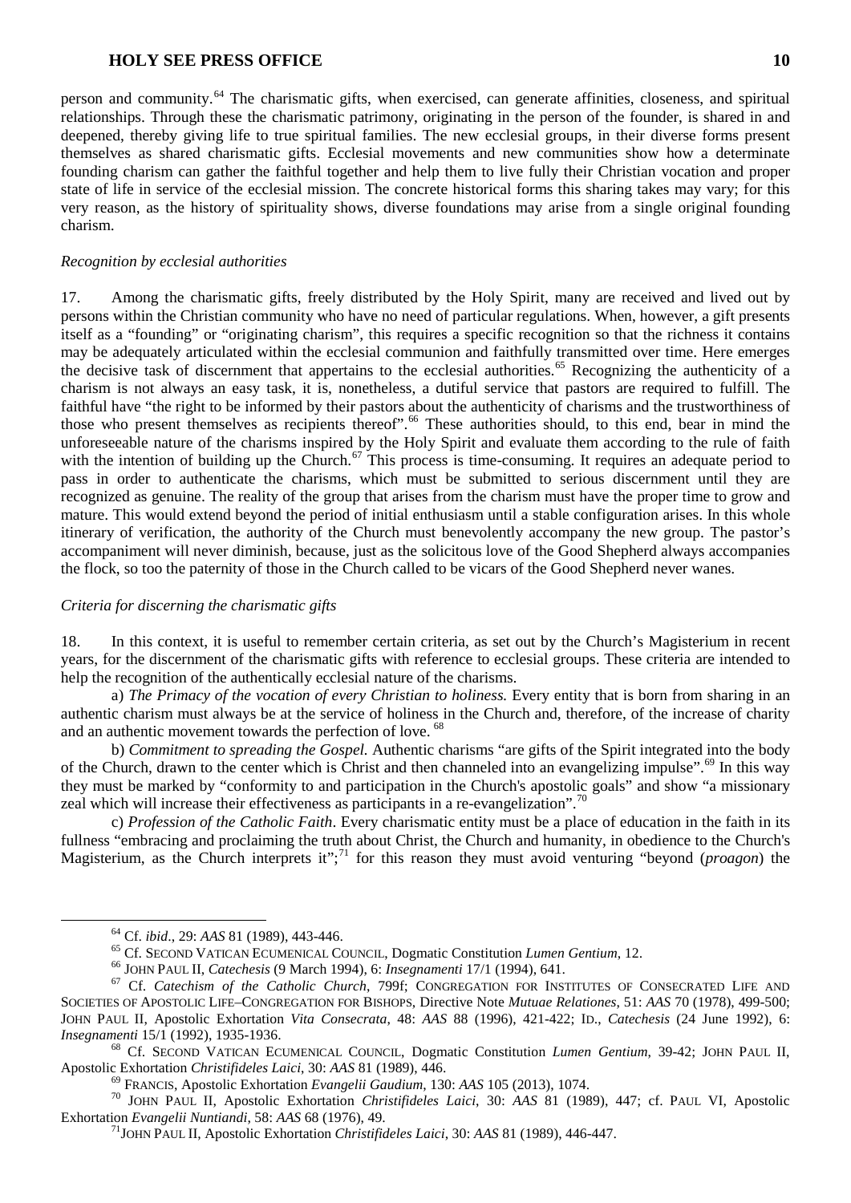person and community.[64] The charismatic gifts, when exercised, can generate affinities, closeness, and spiritual relationships. Through these the charismatic patrimony, originating in the person of the founder, is shared in and deepened, thereby giving life to true spiritual families. The new ecclesial groups, in their diverse forms present themselves as shared charismatic gifts. Ecclesial movements and new communities show how a determinate founding charism can gather the faithful together and help them to live fully their Christian vocation and proper state of life in service of the ecclesial mission. The concrete historical forms this sharing takes may vary; for this very reason, as the history of spirituality shows, diverse foundations may arise from a single original founding charism.

*Recognition by ecclesial authorities*

17. Among the charismatic gifts, freely distributed by the Holy Spirit, many are received and lived out by persons within the Christian community who have no need of particular regulations. When, however, a gift presents itself as a "founding" or "originating charism", this requires a specific recognition so that the richness it contains may be adequately articulated within the ecclesial communion and faithfully transmitted over time. Here emerges the decisive task of discernment that appertains to the ecclesial authorities.[65] Recognizing the authenticity of a charism is not always an easy task, it is, nonetheless, a dutiful service that pastors are required to fulfill. The faithful have "the right to be informed by their pastors about the authenticity of charisms and the trustworthiness of those who present themselves as recipients thereof".[66] These authorities should, to this end, bear in mind the unforeseeable nature of the charisms inspired by the Holy Spirit and evaluate them according to the rule of faith with the intention of building up the Church.[67] This process is time-consuming. It requires an adequate period to pass in order to authenticate the charisms, which must be submitted to serious discernment until they are recognized as genuine. The reality of the group that arises from the charism must have the proper time to grow and mature. This would extend beyond the period of initial enthusiasm until a stable configuration arises. In this whole itinerary of verification, the authority of the Church must benevolently accompany the new group. The pastor's accompaniment will never diminish, because, just as the solicitous love of the Good Shepherd always accompanies the flock, so too the paternity of those in the Church called to be vicars of the Good Shepherd never wanes.

*Criteria for discerning the charismatic gifts*

18. In this context, it is useful to remember certain criteria, as set out by the Church's Magisterium in recent years, for the discernment of the charismatic gifts with reference to ecclesial groups. These criteria are intended to help the recognition of the authentically ecclesial nature of the charisms.

a) *The Primacy of the vocation of every Christian to holiness.* Every entity that is born from sharing in an authentic charism must always be at the service of holiness in the Church and, therefore, of the increase of charity and an authentic movement towards the perfection of love.[68]

b) *Commitment to spreading the Gospel.* Authentic charisms "are gifts of the Spirit integrated into the body of the Church, drawn to the center which is Christ and then channeled into an evangelizing impulse".[69] In this way they must be marked by "conformity to and participation in the Church's apostolic goals" and show "a missionary zeal which will increase their effectiveness as participants in a re-evangelization".[70]

c) *Profession of the Catholic Faith*. Every charismatic entity must be a place of education in the faith in its fullness "embracing and proclaiming the truth about Christ, the Church and humanity, in obedience to the Church's Magisterium, as the Church interprets it";[71] for this reason they must avoid venturing "beyond (*proagon*) the

---

[64] Cf. *ibid*., 29: *AAS* 81 (1989), 443-446.

[65] Cf. SECOND VATICAN ECUMENICAL COUNCIL, Dogmatic Constitution *Lumen Gentium*, 12.

[66] JOHN PAUL II, *Catechesis* (9 March 1994), 6: *Insegnamenti* 17/1 (1994), 641.

[67] Cf. *Catechism of the Catholic Church*, 799f; CONGREGATION FOR INSTITUTES OF CONSECRATED LIFE AND SOCIETIES OF APOSTOLIC LIFE–CONGREGATION FOR BISHOPS, Directive Note *Mutuae Relationes*, 51: *AAS* 70 (1978), 499-500; JOHN PAUL II, Apostolic Exhortation *Vita Consecrata*, 48: *AAS* 88 (1996), 421-422; ID., *Catechesis* (24 June 1992), 6: *Insegnamenti* 15/1 (1992), 1935-1936.

[68] Cf. SECOND VATICAN ECUMENICAL COUNCIL, Dogmatic Constitution *Lumen Gentium*, 39-42; JOHN PAUL II, Apostolic Exhortation *Christifideles Laici*, 30: *AAS* 81 (1989), 446.

[69] FRANCIS, Apostolic Exhortation *Evangelii Gaudium*, 130: *AAS* 105 (2013), 1074.

[70] JOHN PAUL II, Apostolic Exhortation *Christifideles Laici*, 30: *AAS* 81 (1989), 447; cf. PAUL VI, Apostolic Exhortation *Evangelii Nuntiandi*, 58: *AAS* 68 (1976), 49.

[71] JOHN PAUL II, Apostolic Exhortation *Christifideles Laici*, 30: *AAS* 81 (1989), 446-447.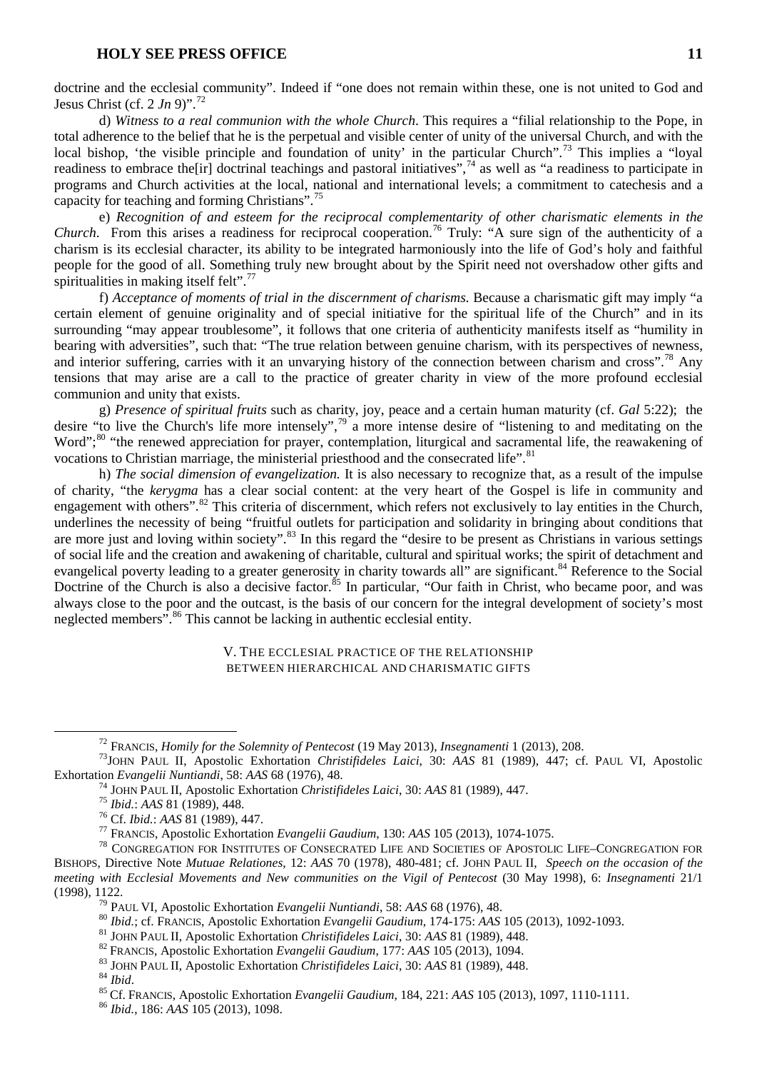doctrine and the ecclesial community". Indeed if "one does not remain within these, one is not united to God and Jesus Christ (cf. 2 *Jn* 9)".[72]

d) *Witness to a real communion with the whole Church*. This requires a "filial relationship to the Pope, in total adherence to the belief that he is the perpetual and visible center of unity of the universal Church, and with the local bishop, 'the visible principle and foundation of unity' in the particular Church".[73] This implies a "loyal readiness to embrace the[ir] doctrinal teachings and pastoral initiatives",[74] as well as "a readiness to participate in programs and Church activities at the local, national and international levels; a commitment to catechesis and a capacity for teaching and forming Christians".[75]

e) *Recognition of and esteem for the reciprocal complementarity of other charismatic elements in the Church*. From this arises a readiness for reciprocal cooperation.[76] Truly: "A sure sign of the authenticity of a charism is its ecclesial character, its ability to be integrated harmoniously into the life of God's holy and faithful people for the good of all. Something truly new brought about by the Spirit need not overshadow other gifts and spiritualities in making itself felt".[77]

f) *Acceptance of moments of trial in the discernment of charisms.* Because a charismatic gift may imply "a certain element of genuine originality and of special initiative for the spiritual life of the Church" and in its surrounding "may appear troublesome", it follows that one criteria of authenticity manifests itself as "humility in bearing with adversities", such that: "The true relation between genuine charism, with its perspectives of newness, and interior suffering, carries with it an unvarying history of the connection between charism and cross".[78] Any tensions that may arise are a call to the practice of greater charity in view of the more profound ecclesial communion and unity that exists.

g) *Presence of spiritual fruits* such as charity, joy, peace and a certain human maturity (cf. *Gal* 5:22); the desire "to live the Church's life more intensely",[79] a more intense desire of "listening to and meditating on the Word";[80] "the renewed appreciation for prayer, contemplation, liturgical and sacramental life, the reawakening of vocations to Christian marriage, the ministerial priesthood and the consecrated life".[81]

h) *The social dimension of evangelization.* It is also necessary to recognize that, as a result of the impulse of charity, "the *kerygma* has a clear social content: at the very heart of the Gospel is life in community and engagement with others".[82] This criteria of discernment, which refers not exclusively to lay entities in the Church, underlines the necessity of being "fruitful outlets for participation and solidarity in bringing about conditions that are more just and loving within society".[83] In this regard the "desire to be present as Christians in various settings of social life and the creation and awakening of charitable, cultural and spiritual works; the spirit of detachment and evangelical poverty leading to a greater generosity in charity towards all" are significant.[84] Reference to the Social Doctrine of the Church is also a decisive factor.[85] In particular, "Our faith in Christ, who became poor, and was always close to the poor and the outcast, is the basis of our concern for the integral development of society's most neglected members".[86] This cannot be lacking in authentic ecclesial entity.

## V. The ecclesial practice of the relationship between hierarchical and charismatic gifts

---

[72] FRANCIS, *Homily for the Solemnity of Pentecost* (19 May 2013), *Insegnamenti* 1 (2013), 208.

[73] JOHN PAUL II, Apostolic Exhortation *Christifideles Laici,* 30: *AAS* 81 (1989), 447; cf. PAUL VI, Apostolic Exhortation *Evangelii Nuntiandi,* 58: *AAS* 68 (1976), 48.

[74] JOHN PAUL II, Apostolic Exhortation *Christifideles Laici*, 30: *AAS* 81 (1989), 447.

[75] *Ibid.*: *AAS* 81 (1989), 448.

[76] Cf. *Ibid.*: *AAS* 81 (1989), 447.

[77] FRANCIS, Apostolic Exhortation *Evangelii Gaudium*, 130: *AAS* 105 (2013), 1074-1075.

[78] CONGREGATION FOR INSTITUTES OF CONSECRATED LIFE AND SOCIETIES OF APOSTOLIC LIFE–CONGREGATION FOR BISHOPS, Directive Note *Mutuae Relationes*, 12: *AAS* 70 (1978), 480-481; cf. JOHN PAUL II, *Speech on the occasion of the meeting with Ecclesial Movements and New communities on the Vigil of Pentecost* (30 May 1998), 6: *Insegnamenti* 21/1 (1998), 1122.

[79] PAUL VI, Apostolic Exhortation *Evangelii Nuntiandi*, 58: *AAS* 68 (1976), 48.

[80] *Ibid.*; cf. FRANCIS, Apostolic Exhortation *Evangelii Gaudium*, 174-175: *AAS* 105 (2013), 1092-1093.

[81] JOHN PAUL II, Apostolic Exhortation *Christifideles Laici*, 30: *AAS* 81 (1989), 448.

[82] FRANCIS, Apostolic Exhortation *Evangelii Gaudium*, 177: *AAS* 105 (2013), 1094.

[83] JOHN PAUL II, Apostolic Exhortation *Christifideles Laici*, 30: *AAS* 81 (1989), 448.

[84] *Ibid*.

[85] Cf. FRANCIS, Apostolic Exhortation *Evangelii Gaudium*, 184, 221: *AAS* 105 (2013), 1097, 1110-1111.

[86] *Ibid.*, 186: *AAS* 105 (2013), 1098.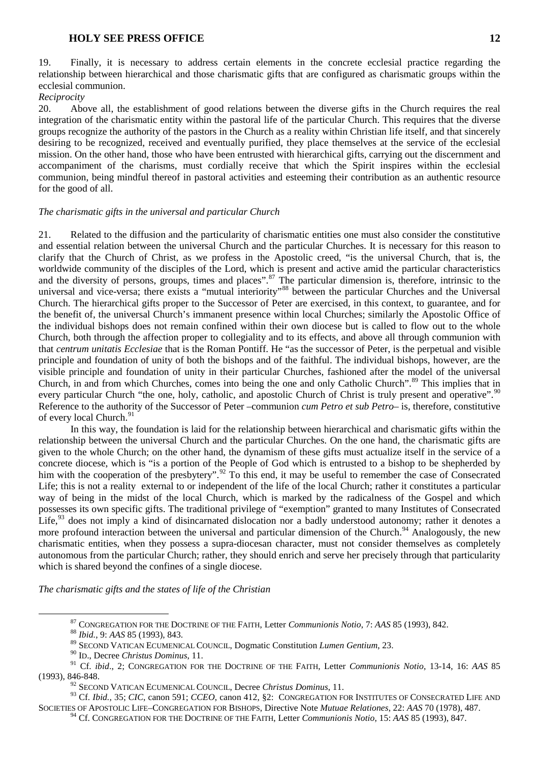19. Finally, it is necessary to address certain elements in the concrete ecclesial practice regarding the relationship between hierarchical and those charismatic gifts that are configured as charismatic groups within the ecclesial communion.

*Reciprocity*

20. Above all, the establishment of good relations between the diverse gifts in the Church requires the real integration of the charismatic entity within the pastoral life of the particular Church. This requires that the diverse groups recognize the authority of the pastors in the Church as a reality within Christian life itself, and that sincerely desiring to be recognized, received and eventually purified, they place themselves at the service of the ecclesial mission. On the other hand, those who have been entrusted with hierarchical gifts, carrying out the discernment and accompaniment of the charisms, must cordially receive that which the Spirit inspires within the ecclesial communion, being mindful thereof in pastoral activities and esteeming their contribution as an authentic resource for the good of all.

*The charismatic gifts in the universal and particular Church*

21. Related to the diffusion and the particularity of charismatic entities one must also consider the constitutive and essential relation between the universal Church and the particular Churches. It is necessary for this reason to clarify that the Church of Christ, as we profess in the Apostolic creed, "is the universal Church, that is, the worldwide community of the disciples of the Lord, which is present and active amid the particular characteristics and the diversity of persons, groups, times and places".[87] The particular dimension is, therefore, intrinsic to the universal and vice-versa; there exists a "mutual interiority"[88] between the particular Churches and the Universal Church. The hierarchical gifts proper to the Successor of Peter are exercised, in this context, to guarantee, and for the benefit of, the universal Church's immanent presence within local Churches; similarly the Apostolic Office of the individual bishops does not remain confined within their own diocese but is called to flow out to the whole Church, both through the affection proper to collegiality and to its effects, and above all through communion with that *centrum unitatis Ecclesiae* that is the Roman Pontiff. He "as the successor of Peter, is the perpetual and visible principle and foundation of unity of both the bishops and of the faithful. The individual bishops, however, are the visible principle and foundation of unity in their particular Churches, fashioned after the model of the universal Church, in and from which Churches, comes into being the one and only Catholic Church".[89] This implies that in every particular Church "the one, holy, catholic, and apostolic Church of Christ is truly present and operative".[90] Reference to the authority of the Successor of Peter –communion *cum Petro et sub Petro*– is, therefore, constitutive of every local Church.[91]

In this way, the foundation is laid for the relationship between hierarchical and charismatic gifts within the relationship between the universal Church and the particular Churches. On the one hand, the charismatic gifts are given to the whole Church; on the other hand, the dynamism of these gifts must actualize itself in the service of a concrete diocese, which is "is a portion of the People of God which is entrusted to a bishop to be shepherded by him with the cooperation of the presbytery".[92] To this end, it may be useful to remember the case of Consecrated Life; this is not a reality external to or independent of the life of the local Church; rather it constitutes a particular way of being in the midst of the local Church, which is marked by the radicalness of the Gospel and which possesses its own specific gifts. The traditional privilege of "exemption" granted to many Institutes of Consecrated Life,[93] does not imply a kind of disincarnated dislocation nor a badly understood autonomy; rather it denotes a more profound interaction between the universal and particular dimension of the Church.[94] Analogously, the new charismatic entities, when they possess a supra-diocesan character, must not consider themselves as completely autonomous from the particular Church; rather, they should enrich and serve her precisely through that particularity which is shared beyond the confines of a single diocese.

*The charismatic gifts and the states of life of the Christian*

---

[87] CONGREGATION FOR THE DOCTRINE OF THE FAITH, Letter *Communionis Notio*, 7: *AAS* 85 (1993), 842.

[88] *Ibid.*, 9: *AAS* 85 (1993), 843.

[89] SECOND VATICAN ECUMENICAL COUNCIL, Dogmatic Constitution *Lumen Gentium*, 23.

[90] ID., Decree *Christus Dominus*, 11.

[91] Cf. *ibid*., 2; CONGREGATION FOR THE DOCTRINE OF THE FAITH, Letter *Communionis Notio*, 13-14, 16: *AAS* 85 (1993), 846-848.

[92] SECOND VATICAN ECUMENICAL COUNCIL, Decree *Christus Dominus*, 11.

[93] Cf. *Ibid.*, 35; *CIC*, canon 591; *CCEO*, canon 412, §2: CONGREGATION FOR INSTITUTES OF CONSECRATED LIFE AND SOCIETIES OF APOSTOLIC LIFE–CONGREGATION FOR BISHOPS, Directive Note *Mutuae Relationes*, 22: *AAS* 70 (1978), 487.

[94] Cf. CONGREGATION FOR THE DOCTRINE OF THE FAITH, Letter *Communionis Notio*, 15: *AAS* 85 (1993), 847.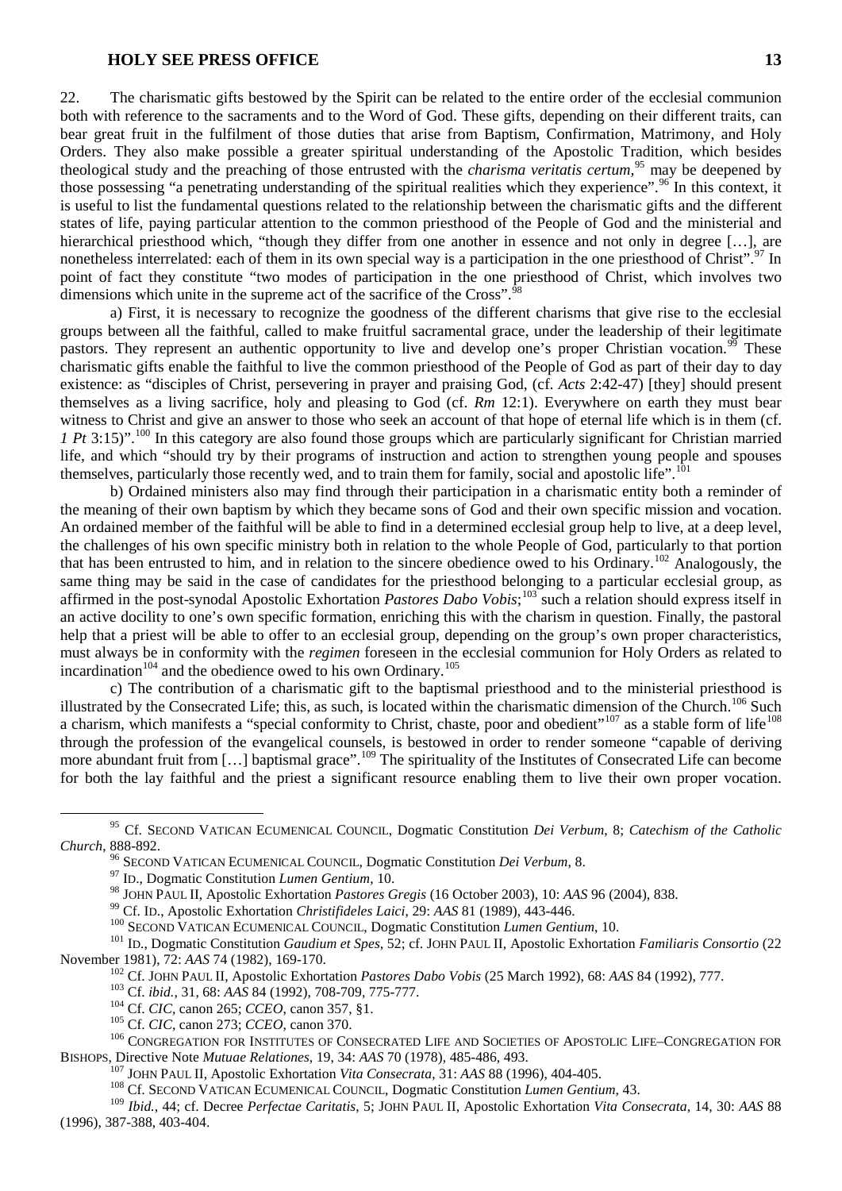22. The charismatic gifts bestowed by the Spirit can be related to the entire order of the ecclesial communion both with reference to the sacraments and to the Word of God. These gifts, depending on their different traits, can bear great fruit in the fulfilment of those duties that arise from Baptism, Confirmation, Matrimony, and Holy Orders. They also make possible a greater spiritual understanding of the Apostolic Tradition, which besides theological study and the preaching of those entrusted with the *charisma veritatis certum*,[95] may be deepened by those possessing "a penetrating understanding of the spiritual realities which they experience".[96] In this context, it is useful to list the fundamental questions related to the relationship between the charismatic gifts and the different states of life, paying particular attention to the common priesthood of the People of God and the ministerial and hierarchical priesthood which, "though they differ from one another in essence and not only in degree […], are nonetheless interrelated: each of them in its own special way is a participation in the one priesthood of Christ".[97] In point of fact they constitute "two modes of participation in the one priesthood of Christ, which involves two dimensions which unite in the supreme act of the sacrifice of the Cross".[98]

a) First, it is necessary to recognize the goodness of the different charisms that give rise to the ecclesial groups between all the faithful, called to make fruitful sacramental grace, under the leadership of their legitimate pastors. They represent an authentic opportunity to live and develop one's proper Christian vocation.[99] These charismatic gifts enable the faithful to live the common priesthood of the People of God as part of their day to day existence: as "disciples of Christ, persevering in prayer and praising God, (cf. *Acts* 2:42-47) [they] should present themselves as a living sacrifice, holy and pleasing to God (cf. *Rm* 12:1). Everywhere on earth they must bear witness to Christ and give an answer to those who seek an account of that hope of eternal life which is in them (cf. *1 Pt* 3:15)".[100] In this category are also found those groups which are particularly significant for Christian married life, and which "should try by their programs of instruction and action to strengthen young people and spouses themselves, particularly those recently wed, and to train them for family, social and apostolic life".[101]

b) Ordained ministers also may find through their participation in a charismatic entity both a reminder of the meaning of their own baptism by which they became sons of God and their own specific mission and vocation. An ordained member of the faithful will be able to find in a determined ecclesial group help to live, at a deep level, the challenges of his own specific ministry both in relation to the whole People of God, particularly to that portion that has been entrusted to him, and in relation to the sincere obedience owed to his Ordinary.[102] Analogously, the same thing may be said in the case of candidates for the priesthood belonging to a particular ecclesial group, as affirmed in the post-synodal Apostolic Exhortation *Pastores Dabo Vobis*;[103] such a relation should express itself in an active docility to one's own specific formation, enriching this with the charism in question. Finally, the pastoral help that a priest will be able to offer to an ecclesial group, depending on the group's own proper characteristics, must always be in conformity with the *regimen* foreseen in the ecclesial communion for Holy Orders as related to incardination[104] and the obedience owed to his own Ordinary.[105]

c) The contribution of a charismatic gift to the baptismal priesthood and to the ministerial priesthood is illustrated by the Consecrated Life; this, as such, is located within the charismatic dimension of the Church.[106] Such a charism, which manifests a "special conformity to Christ, chaste, poor and obedient"[107] as a stable form of life[108] through the profession of the evangelical counsels, is bestowed in order to render someone "capable of deriving more abundant fruit from […] baptismal grace".[109] The spirituality of the Institutes of Consecrated Life can become for both the lay faithful and the priest a significant resource enabling them to live their own proper vocation.

---

[95] Cf. SECOND VATICAN ECUMENICAL COUNCIL, Dogmatic Constitution *Dei Verbum*, 8; *Catechism of the Catholic Church*, 888-892.

[96] SECOND VATICAN ECUMENICAL COUNCIL, Dogmatic Constitution *Dei Verbum*, 8.

[97] ID., Dogmatic Constitution *Lumen Gentium*, 10.

[98] JOHN PAUL II, Apostolic Exhortation *Pastores Gregis* (16 October 2003), 10: *AAS* 96 (2004), 838.

[99] Cf. ID., Apostolic Exhortation *Christifideles Laici*, 29: *AAS* 81 (1989), 443-446.

[100] SECOND VATICAN ECUMENICAL COUNCIL, Dogmatic Constitution *Lumen Gentium*, 10.

[101] ID., Dogmatic Constitution *Gaudium et Spes*, 52; cf. JOHN PAUL II, Apostolic Exhortation *Familiaris Consortio* (22 November 1981), 72: *AAS* 74 (1982), 169-170.

[102] Cf. JOHN PAUL II, Apostolic Exhortation *Pastores Dabo Vobis* (25 March 1992), 68: *AAS* 84 (1992), 777.

[103] Cf. *ibid.*, 31, 68: *AAS* 84 (1992), 708-709, 775-777.

[104] Cf. *CIC*, canon 265; *CCEO*, canon 357, §1.

[105] Cf. *CIC*, canon 273; *CCEO*, canon 370.

[106] CONGREGATION FOR INSTITUTES OF CONSECRATED LIFE AND SOCIETIES OF APOSTOLIC LIFE–CONGREGATION FOR BISHOPS, Directive Note *Mutuae Relationes*, 19, 34: *AAS* 70 (1978), 485-486, 493.

[107] JOHN PAUL II, Apostolic Exhortation *Vita Consecrata*, 31: *AAS* 88 (1996), 404-405.

[108] Cf. SECOND VATICAN ECUMENICAL COUNCIL, Dogmatic Constitution *Lumen Gentium*, 43.

[109] *Ibid.*, 44; cf. Decree *Perfectae Caritatis*, 5; JOHN PAUL II, Apostolic Exhortation *Vita Consecrata*, 14, 30: *AAS* 88 (1996), 387-388, 403-404.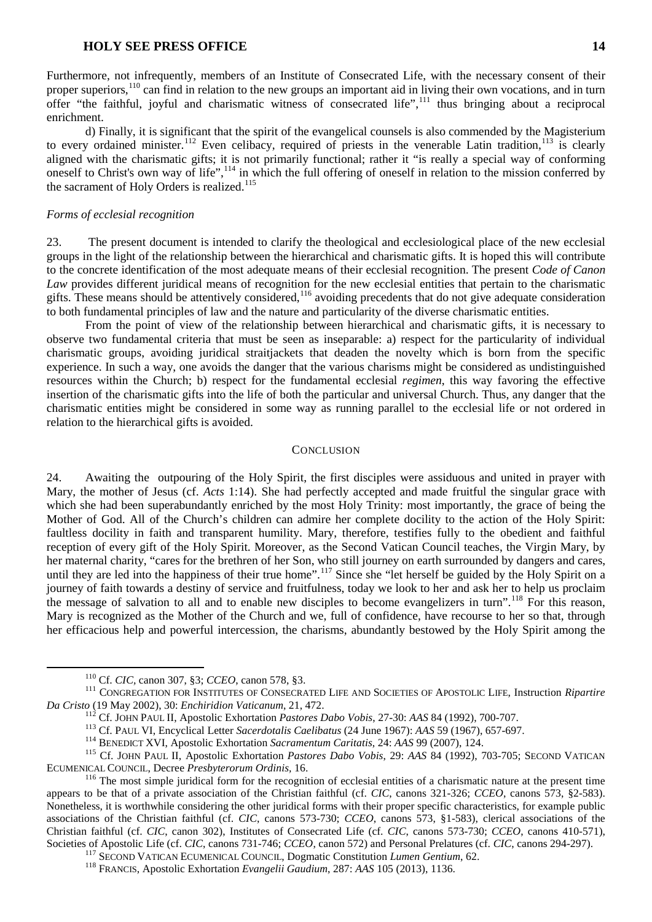Furthermore, not infrequently, members of an Institute of Consecrated Life, with the necessary consent of their proper superiors,[110] can find in relation to the new groups an important aid in living their own vocations, and in turn offer "the faithful, joyful and charismatic witness of consecrated life",[111] thus bringing about a reciprocal enrichment.

d) Finally, it is significant that the spirit of the evangelical counsels is also commended by the Magisterium to every ordained minister.[112] Even celibacy, required of priests in the venerable Latin tradition,[113] is clearly aligned with the charismatic gifts; it is not primarily functional; rather it "is really a special way of conforming oneself to Christ's own way of life",[114] in which the full offering of oneself in relation to the mission conferred by the sacrament of Holy Orders is realized.[115]

*Forms of ecclesial recognition*

23. The present document is intended to clarify the theological and ecclesiological place of the new ecclesial groups in the light of the relationship between the hierarchical and charismatic gifts. It is hoped this will contribute to the concrete identification of the most adequate means of their ecclesial recognition. The present *Code of Canon Law* provides different juridical means of recognition for the new ecclesial entities that pertain to the charismatic gifts. These means should be attentively considered,[116] avoiding precedents that do not give adequate consideration to both fundamental principles of law and the nature and particularity of the diverse charismatic entities.

From the point of view of the relationship between hierarchical and charismatic gifts, it is necessary to observe two fundamental criteria that must be seen as inseparable: a) respect for the particularity of individual charismatic groups, avoiding juridical straitjackets that deaden the novelty which is born from the specific experience. In such a way, one avoids the danger that the various charisms might be considered as undistinguished resources within the Church; b) respect for the fundamental ecclesial *regimen*, this way favoring the effective insertion of the charismatic gifts into the life of both the particular and universal Church. Thus, any danger that the charismatic entities might be considered in some way as running parallel to the ecclesial life or not ordered in relation to the hierarchical gifts is avoided.

## CONCLUSION

24. Awaiting the outpouring of the Holy Spirit, the first disciples were assiduous and united in prayer with Mary, the mother of Jesus (cf. *Acts* 1:14). She had perfectly accepted and made fruitful the singular grace with which she had been superabundantly enriched by the most Holy Trinity: most importantly, the grace of being the Mother of God. All of the Church's children can admire her complete docility to the action of the Holy Spirit: faultless docility in faith and transparent humility. Mary, therefore, testifies fully to the obedient and faithful reception of every gift of the Holy Spirit. Moreover, as the Second Vatican Council teaches, the Virgin Mary, by her maternal charity, "cares for the brethren of her Son, who still journey on earth surrounded by dangers and cares, until they are led into the happiness of their true home".[117] Since she "let herself be guided by the Holy Spirit on a journey of faith towards a destiny of service and fruitfulness, today we look to her and ask her to help us proclaim the message of salvation to all and to enable new disciples to become evangelizers in turn".[118] For this reason, Mary is recognized as the Mother of the Church and we, full of confidence, have recourse to her so that, through her efficacious help and powerful intercession, the charisms, abundantly bestowed by the Holy Spirit among the

---

[110] Cf. *CIC*, canon 307, §3; *CCEO*, canon 578, §3.

[111] CONGREGATION FOR INSTITUTES OF CONSECRATED LIFE AND SOCIETIES OF APOSTOLIC LIFE, Instruction *Ripartire Da Cristo* (19 May 2002), 30: *Enchiridion Vaticanum*, 21, 472.

[112] Cf. JOHN PAUL II, Apostolic Exhortation *Pastores Dabo Vobis*, 27-30: *AAS* 84 (1992), 700-707.

[113] Cf. PAUL VI, Encyclical Letter *Sacerdotalis Caelibatus* (24 June 1967): *AAS* 59 (1967), 657-697.

[114] BENEDICT XVI, Apostolic Exhortation *Sacramentum Caritatis*, 24: *AAS* 99 (2007), 124.

[115] Cf. JOHN PAUL II, Apostolic Exhortation *Pastores Dabo Vobis*, 29: *AAS* 84 (1992), 703-705; SECOND VATICAN ECUMENICAL COUNCIL, Decree *Presbyterorum Ordinis*, 16.

[116] The most simple juridical form for the recognition of ecclesial entities of a charismatic nature at the present time appears to be that of a private association of the Christian faithful (cf. *CIC*, canons 321-326; *CCEO*, canons 573, §2-583). Nonetheless, it is worthwhile considering the other juridical forms with their proper specific characteristics, for example public associations of the Christian faithful (cf. *CIC*, canons 573-730; *CCEO*, canons 573, §1-583), clerical associations of the Christian faithful (cf. *CIC*, canon 302), Institutes of Consecrated Life (cf. *CIC*, canons 573-730; *CCEO*, canons 410-571), Societies of Apostolic Life (cf. *CIC*, canons 731-746; *CCEO*, canon 572) and Personal Prelatures (cf. *CIC*, canons 294-297).

[117] SECOND VATICAN ECUMENICAL COUNCIL, Dogmatic Constitution *Lumen Gentium*, 62.

[118] FRANCIS, Apostolic Exhortation *Evangelii Gaudium*, 287: *AAS* 105 (2013), 1136.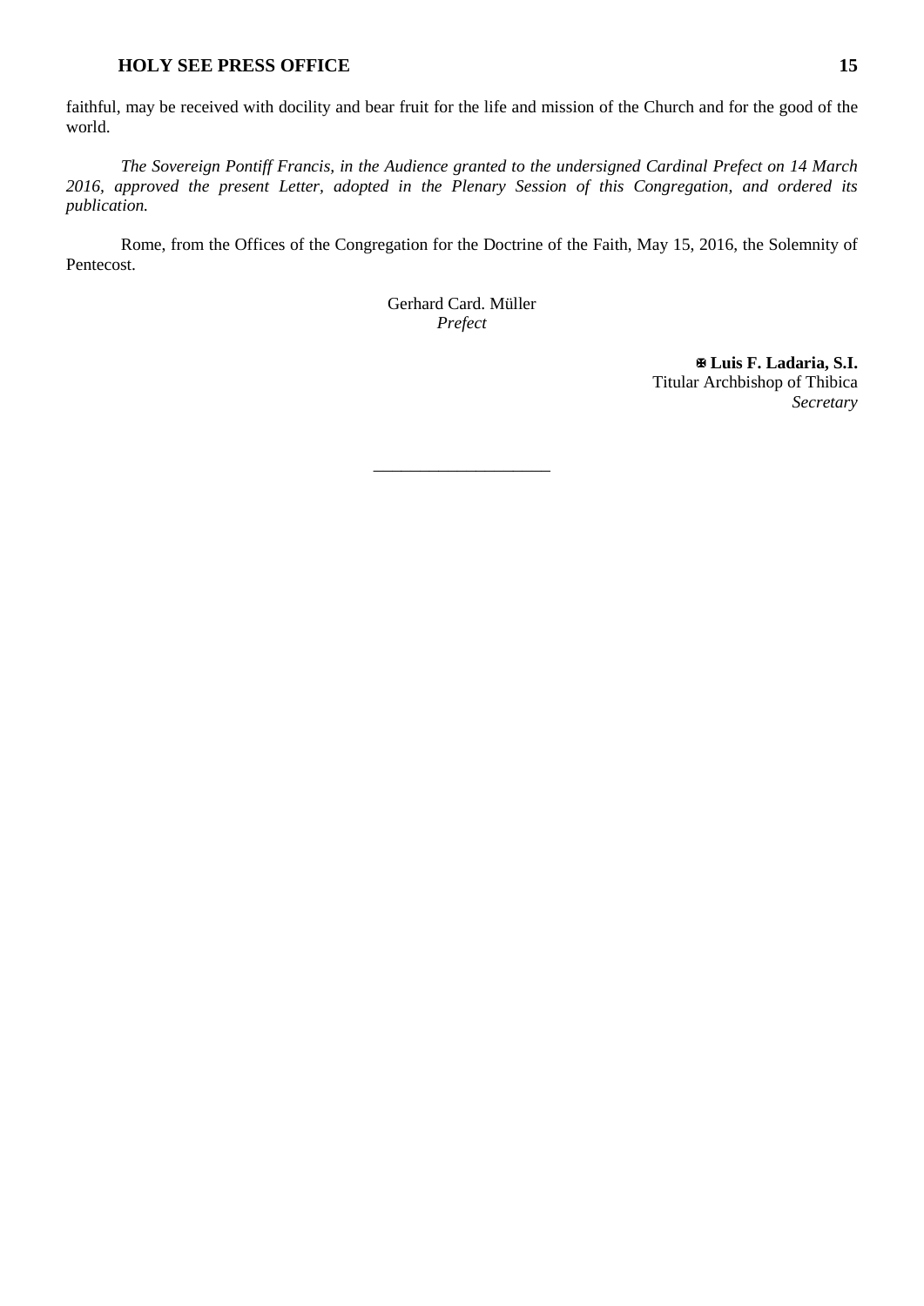faithful, may be received with docility and bear fruit for the life and mission of the Church and for the good of the world.

*The Sovereign Pontiff Francis, in the Audience granted to the undersigned Cardinal Prefect on 14 March 2016, approved the present Letter, adopted in the Plenary Session of this Congregation, and ordered its publication.*

Rome, from the Offices of the Congregation for the Doctrine of the Faith, May 15, 2016, the Solemnity of Pentecost.

Gerhard Card. Müller
*Prefect*

✠ **Luis F. Ladaria, S.I.**
Titular Archbishop of Thibica
*Secretary*

---